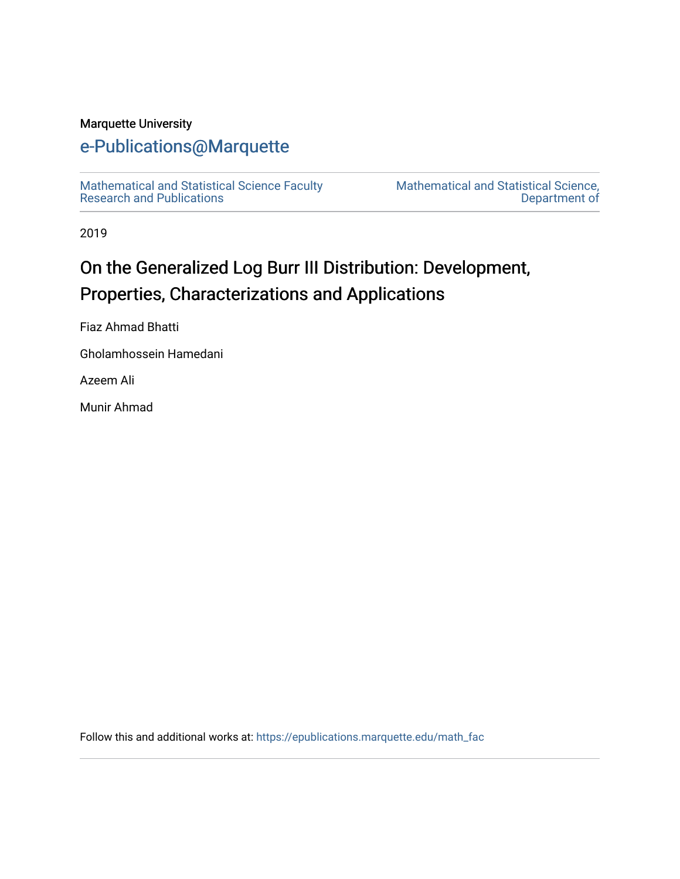Marquette University

# e-Publications@Marquette

Mathematical and Statistical Science Faculty Research and Publications

Mathematical and Statistical Science, Department of

2019

## On the Generalized Log Burr III Distribution: Development, Properties, Characterizations and Applications

Fiaz Ahmad Bhatti

Gholamhossein Hamedani

Azeem Ali

Munir Ahmad

Follow this and additional works at: https://epublications.marquette.edu/math_fac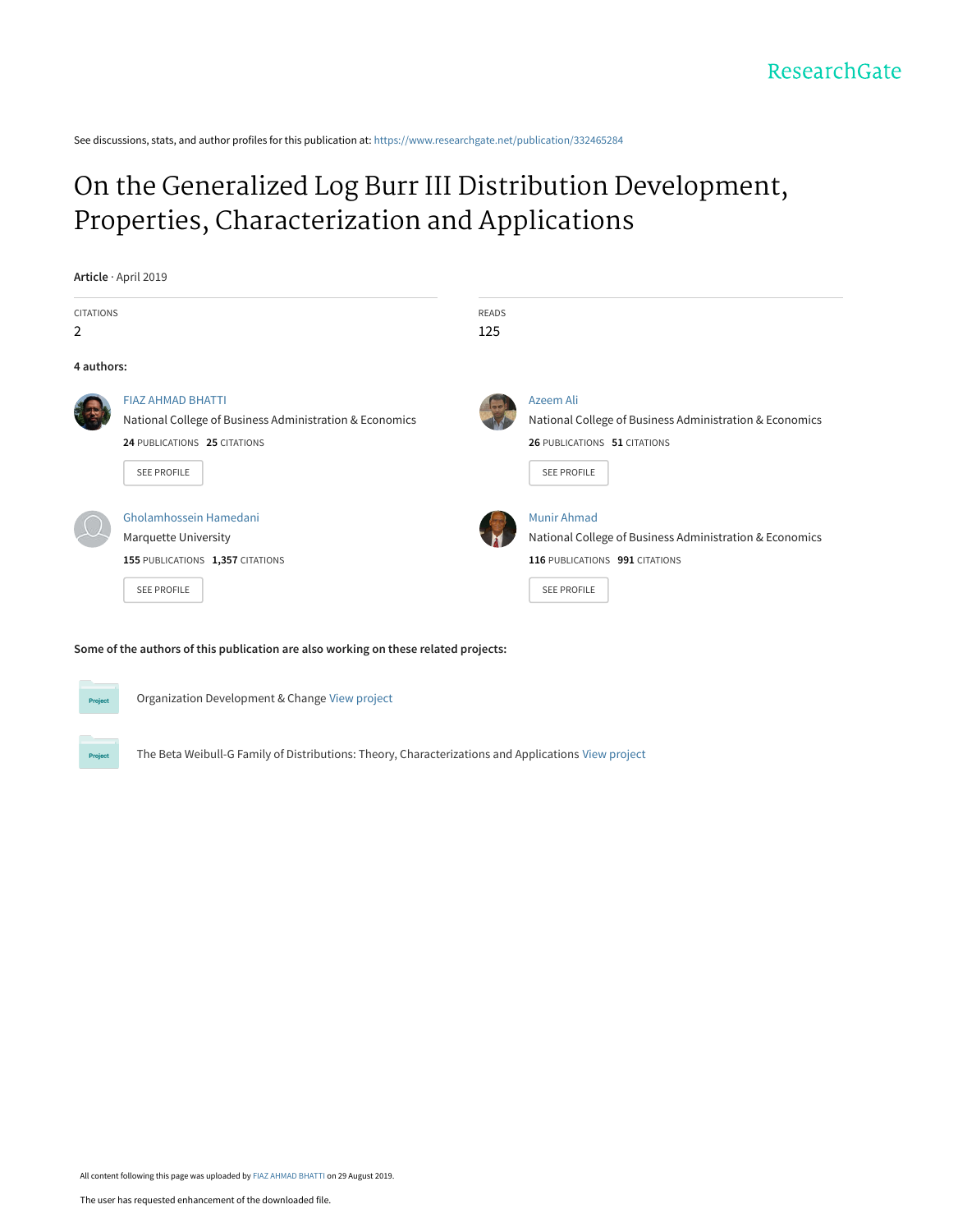See discussions, stats, and author profiles for this publication at: https://www.researchgate.net/publication/332465284

# On the Generalized Log Burr III Distribution Development, Properties, Characterization and Applications

**Article** · April 2019

| CITATIONS | READS |
|---|---|
| 2 | 125 |

**4 authors:**

**FIAZ AHMAD BHATTI**
National College of Business Administration & Economics
**24** PUBLICATIONS **25** CITATIONS
SEE PROFILE

**Azeem Ali**
National College of Business Administration & Economics
**26** PUBLICATIONS **51** CITATIONS
SEE PROFILE

**Gholamhossein Hamedani**
Marquette University
**155** PUBLICATIONS **1,357** CITATIONS
SEE PROFILE

**Munir Ahmad**
National College of Business Administration & Economics
**116** PUBLICATIONS **991** CITATIONS
SEE PROFILE

**Some of the authors of this publication are also working on these related projects:**

Project: Organization Development & Change View project

Project: The Beta Weibull-G Family of Distributions: Theory, Characterizations and Applications View project

All content following this page was uploaded by FIAZ AHMAD BHATTI on 29 August 2019.

The user has requested enhancement of the downloaded file.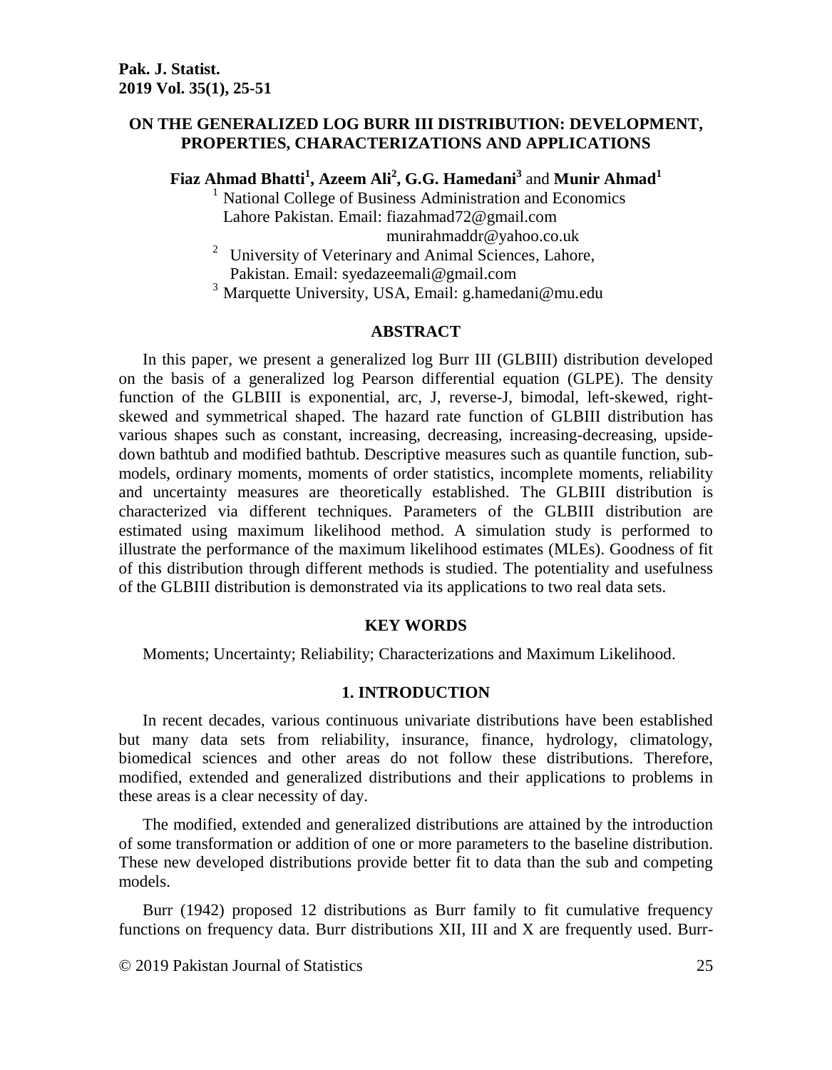# ON THE GENERALIZED LOG BURR III DISTRIBUTION: DEVELOPMENT, PROPERTIES, CHARACTERIZATIONS AND APPLICATIONS

**Fiaz Ahmad Bhatti[1], Azeem Ali[2], G.G. Hamedani[3]** and **Munir Ahmad[1]**

[1] National College of Business Administration and Economics Lahore Pakistan. Email: fiazahmad72@gmail.com munirahmaddr@yahoo.co.uk

[2] University of Veterinary and Animal Sciences, Lahore, Pakistan. Email: syedazeemali@gmail.com

[3] Marquette University, USA, Email: g.hamedani@mu.edu

## ABSTRACT

In this paper, we present a generalized log Burr III (GLBIII) distribution developed on the basis of a generalized log Pearson differential equation (GLPE). The density function of the GLBIII is exponential, arc, J, reverse-J, bimodal, left-skewed, right-skewed and symmetrical shaped. The hazard rate function of GLBIII distribution has various shapes such as constant, increasing, decreasing, increasing-decreasing, upside-down bathtub and modified bathtub. Descriptive measures such as quantile function, sub-models, ordinary moments, moments of order statistics, incomplete moments, reliability and uncertainty measures are theoretically established. The GLBIII distribution is characterized via different techniques. Parameters of the GLBIII distribution are estimated using maximum likelihood method. A simulation study is performed to illustrate the performance of the maximum likelihood estimates (MLEs). Goodness of fit of this distribution through different methods is studied. The potentiality and usefulness of the GLBIII distribution is demonstrated via its applications to two real data sets.

## KEY WORDS

Moments; Uncertainty; Reliability; Characterizations and Maximum Likelihood.

## 1. INTRODUCTION

In recent decades, various continuous univariate distributions have been established but many data sets from reliability, insurance, finance, hydrology, climatology, biomedical sciences and other areas do not follow these distributions. Therefore, modified, extended and generalized distributions and their applications to problems in these areas is a clear necessity of day.

The modified, extended and generalized distributions are attained by the introduction of some transformation or addition of one or more parameters to the baseline distribution. These new developed distributions provide better fit to data than the sub and competing models.

Burr (1942) proposed 12 distributions as Burr family to fit cumulative frequency functions on frequency data. Burr distributions XII, III and X are frequently used. Burr-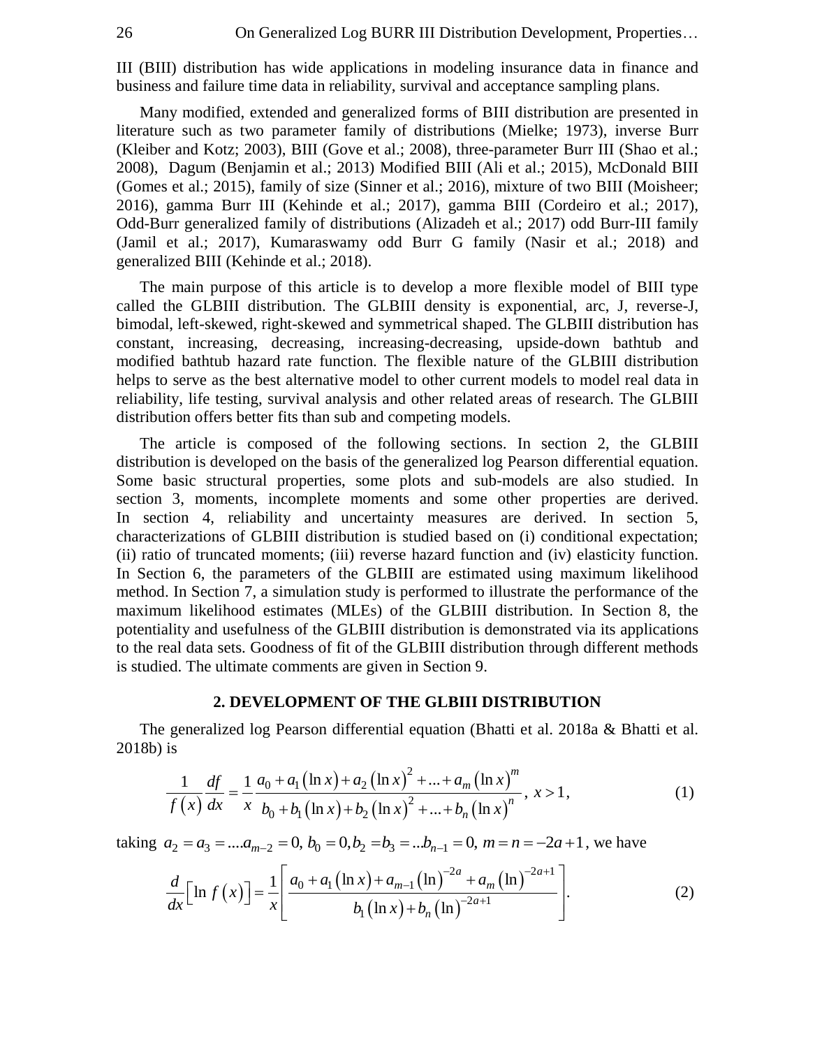III (BIII) distribution has wide applications in modeling insurance data in finance and business and failure time data in reliability, survival and acceptance sampling plans.

Many modified, extended and generalized forms of BIII distribution are presented in literature such as two parameter family of distributions (Mielke; 1973), inverse Burr (Kleiber and Kotz; 2003), BIII (Gove et al.; 2008), three-parameter Burr III (Shao et al.; 2008), Dagum (Benjamin et al.; 2013) Modified BIII (Ali et al.; 2015), McDonald BIII (Gomes et al.; 2015), family of size (Sinner et al.; 2016), mixture of two BIII (Moisheer; 2016), gamma Burr III (Kehinde et al.; 2017), gamma BIII (Cordeiro et al.; 2017), Odd-Burr generalized family of distributions (Alizadeh et al.; 2017) odd Burr-III family (Jamil et al.; 2017), Kumaraswamy odd Burr G family (Nasir et al.; 2018) and generalized BIII (Kehinde et al.; 2018).

The main purpose of this article is to develop a more flexible model of BIII type called the GLBIII distribution. The GLBIII density is exponential, arc, J, reverse-J, bimodal, left-skewed, right-skewed and symmetrical shaped. The GLBIII distribution has constant, increasing, decreasing, increasing-decreasing, upside-down bathtub and modified bathtub hazard rate function. The flexible nature of the GLBIII distribution helps to serve as the best alternative model to other current models to model real data in reliability, life testing, survival analysis and other related areas of research. The GLBIII distribution offers better fits than sub and competing models.

The article is composed of the following sections. In section 2, the GLBIII distribution is developed on the basis of the generalized log Pearson differential equation. Some basic structural properties, some plots and sub-models are also studied. In section 3, moments, incomplete moments and some other properties are derived. In section 4, reliability and uncertainty measures are derived. In section 5, characterizations of GLBIII distribution is studied based on (i) conditional expectation; (ii) ratio of truncated moments; (iii) reverse hazard function and (iv) elasticity function. In Section 6, the parameters of the GLBIII are estimated using maximum likelihood method. In Section 7, a simulation study is performed to illustrate the performance of the maximum likelihood estimates (MLEs) of the GLBIII distribution. In Section 8, the potentiality and usefulness of the GLBIII distribution is demonstrated via its applications to the real data sets. Goodness of fit of the GLBIII distribution through different methods is studied. The ultimate comments are given in Section 9.

## 2. DEVELOPMENT OF THE GLBIII DISTRIBUTION

The generalized log Pearson differential equation (Bhatti et al. 2018a & Bhatti et al. 2018b) is

$$\frac{1}{f(x)}\frac{df}{dx}=\frac{1}{x}\frac{a_0+a_1(\ln x)+a_2(\ln x)^2+...+a_m(\ln x)^m}{b_0+b_1(\ln x)+b_2(\ln x)^2+...+b_n(\ln x)^n},\ x>1, \tag{1}$$

taking $a_2=a_3=....a_{m-2}=0,\ b_0=0, b_2=b_3=...b_{n-1}=0,\ m=n=-2a+1$, we have

$$\frac{d}{dx}\left[\ln f(x)\right]=\frac{1}{x}\left[\frac{a_0+a_1(\ln x)+a_{m-1}(\ln)^{-2a}+a_m(\ln)^{-2a+1}}{b_1(\ln x)+b_n(\ln)^{-2a+1}}\right]. \tag{2}$$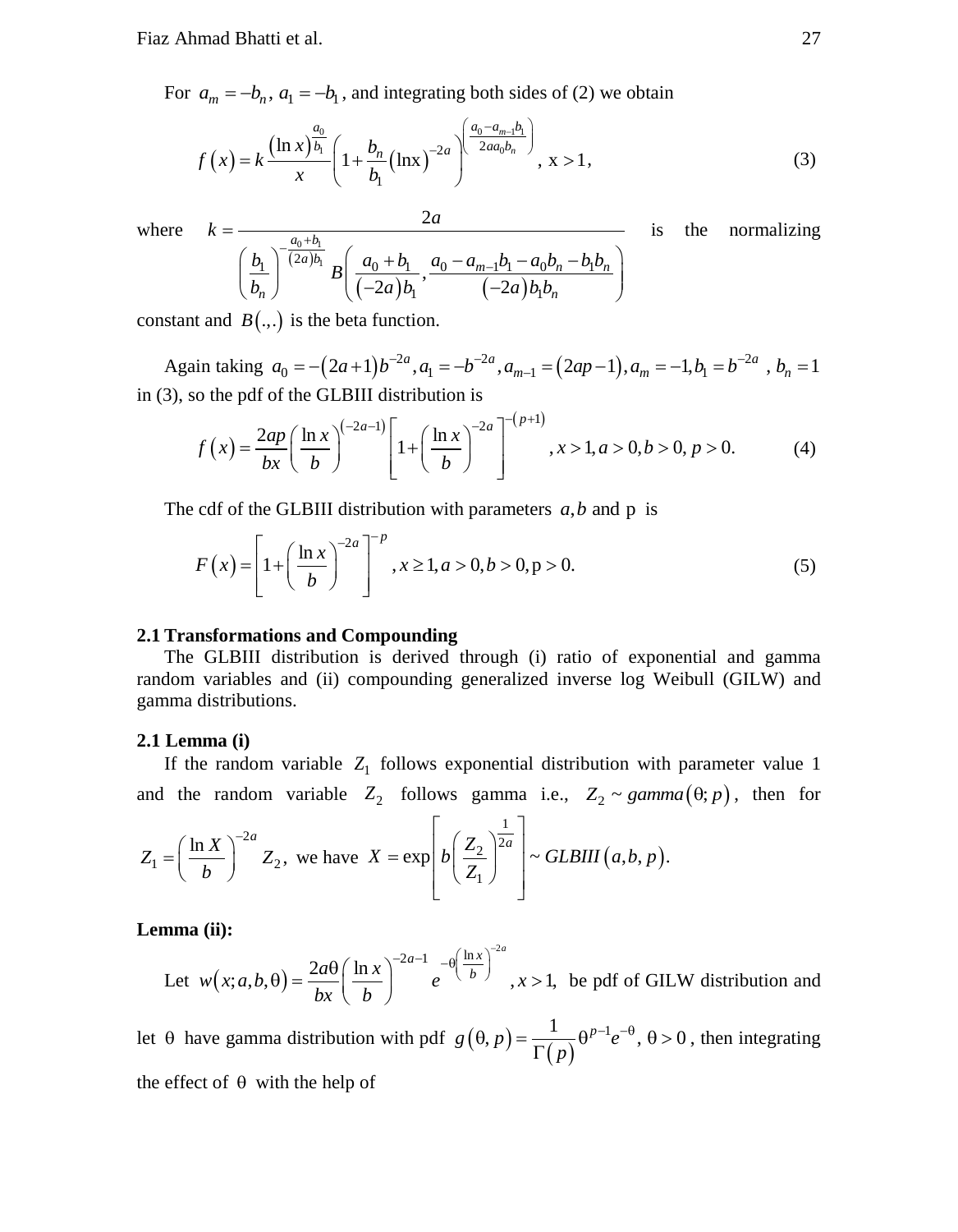For $a_m = -b_n$, $a_1 = -b_1$, and integrating both sides of (2) we obtain

$$f(x) = k\frac{(\ln x)^{\frac{a_0}{b_1}}}{x}\left(1+\frac{b_n}{b_1}(\ln x)^{-2a}\right)^{\left(\frac{a_0 - a_{m-1}b_1}{2aa_0 b_n}\right)}, \; x > 1, \tag{3}$$

where $k = \dfrac{2a}{\left(\dfrac{b_1}{b_n}\right)^{-\frac{a_0+b_1}{(2a)b_1}} B\left(\dfrac{a_0+b_1}{(-2a)b_1}, \dfrac{a_0 - a_{m-1}b_1 - a_0 b_n - b_1 b_n}{(-2a)b_1 b_n}\right)}$ is the normalizing constant and $B(.,.)$ is the beta function.

Again taking $a_0 = -(2a+1)b^{-2a}, a_1 = -b^{-2a}, a_{m-1} = (2ap-1), a_m = -1, b_1 = b^{-2a}$, $b_n = 1$ in (3), so the pdf of the GLBIII distribution is

$$f(x) = \frac{2ap}{bx}\left(\frac{\ln x}{b}\right)^{(-2a-1)}\left[1+\left(\frac{\ln x}{b}\right)^{-2a}\right]^{-(p+1)}, x > 1, a > 0, b > 0, p > 0. \tag{4}$$

The cdf of the GLBIII distribution with parameters $a, b$ and p is

$$F(x) = \left[1+\left(\frac{\ln x}{b}\right)^{-2a}\right]^{-p}, x \geq 1, a > 0, b > 0, \text{p} > 0. \tag{5}$$

## 2.1 Transformations and Compounding

The GLBIII distribution is derived through (i) ratio of exponential and gamma random variables and (ii) compounding generalized inverse log Weibull (GILW) and gamma distributions.

**2.1 Lemma (i)**

If the random variable $Z_1$ follows exponential distribution with parameter value 1 and the random variable $Z_2$ follows gamma i.e., $Z_2 \sim gamma(\theta; p)$, then for $Z_1 = \left(\dfrac{\ln X}{b}\right)^{-2a} Z_2$, we have $X = \exp\left[b\left(\dfrac{Z_2}{Z_1}\right)^{\frac{1}{2a}}\right] \sim GLBIII(a, b, p)$.

**Lemma (ii):**

Let $w(x; a, b, \theta) = \dfrac{2a\theta}{bx}\left(\dfrac{\ln x}{b}\right)^{-2a-1} e^{-\theta\left(\frac{\ln x}{b}\right)^{-2a}}, x > 1,$ be pdf of GILW distribution and let $\theta$ have gamma distribution with pdf $g(\theta, p) = \dfrac{1}{\Gamma(p)}\theta^{p-1}e^{-\theta}, \theta > 0$, then integrating the effect of $\theta$ with the help of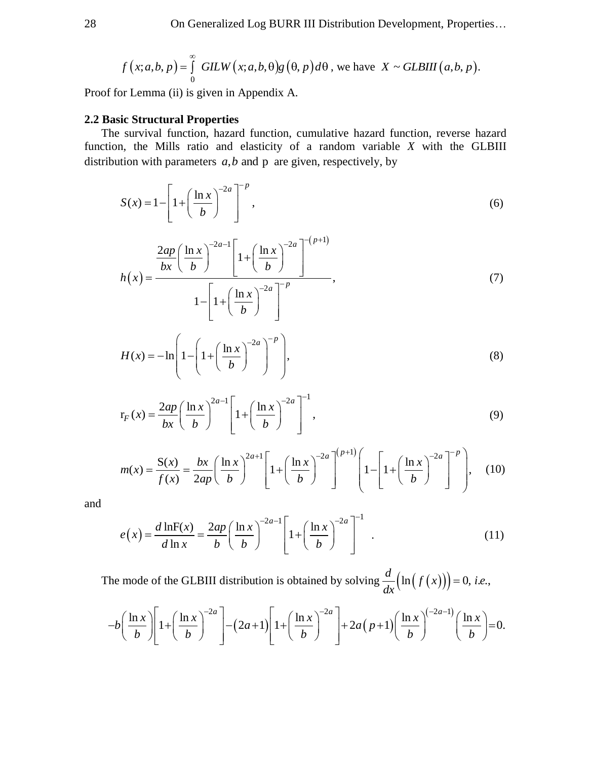$$f\left(x;a,b,p\right)=\int_{0}^{\infty} GILW\left(x;a,b,\theta\right)g\left(\theta,p\right)d\theta \text{ , we have } X \sim GLBIII\left(a,b,p\right).$$

Proof for Lemma (ii) is given in Appendix A.

### 2.2 Basic Structural Properties

The survival function, hazard function, cumulative hazard function, reverse hazard function, the Mills ratio and elasticity of a random variable $X$ with the GLBIII distribution with parameters $a,b$ and p are given, respectively, by

$$S(x)=1-\left[1+\left(\frac{\ln x}{b}\right)^{-2a}\right]^{-p}, \tag{6}$$

$$h\left(x\right)=\frac{\dfrac{2ap}{bx}\left(\dfrac{\ln x}{b}\right)^{-2a-1}\left[1+\left(\dfrac{\ln x}{b}\right)^{-2a}\right]^{-\left(p+1\right)}}{1-\left[1+\left(\dfrac{\ln x}{b}\right)^{-2a}\right]^{-p}}, \tag{7}$$

$$H(x)=-\ln\left(1-\left(1+\left(\frac{\ln x}{b}\right)^{-2a}\right)^{-p}\right), \tag{8}$$

$$\mathrm{r}_F(x)=\frac{2ap}{bx}\left(\frac{\ln x}{b}\right)^{2a-1}\left[1+\left(\frac{\ln x}{b}\right)^{-2a}\right]^{-1}, \tag{9}$$

$$m(x)=\frac{\mathrm{S}(x)}{f(x)}=\frac{bx}{2ap}\left(\frac{\ln x}{b}\right)^{2a+1}\left[1+\left(\frac{\ln x}{b}\right)^{-2a}\right]^{\left(p+1\right)}\left(1-\left[1+\left(\frac{\ln x}{b}\right)^{-2a}\right]^{-p}\right), \tag{10}$$

and

$$e\left(x\right)=\frac{d\ln \mathrm{F}(x)}{d\ln x}=\frac{2ap}{b}\left(\frac{\ln x}{b}\right)^{-2a-1}\left[1+\left(\frac{\ln x}{b}\right)^{-2a}\right]^{-1}. \tag{11}$$

The mode of the GLBIII distribution is obtained by solving $\frac{d}{dx}\left(\ln\left(f\left(x\right)\right)\right)=0$, *i.e.*,

$$-b\left(\frac{\ln x}{b}\right)\left[1+\left(\frac{\ln x}{b}\right)^{-2a}\right]-\left(2a+1\right)\left[1+\left(\frac{\ln x}{b}\right)^{-2a}\right]+2a\left(p+1\right)\left(\frac{\ln x}{b}\right)^{\left(-2a-1\right)}\left(\frac{\ln x}{b}\right)=0.$$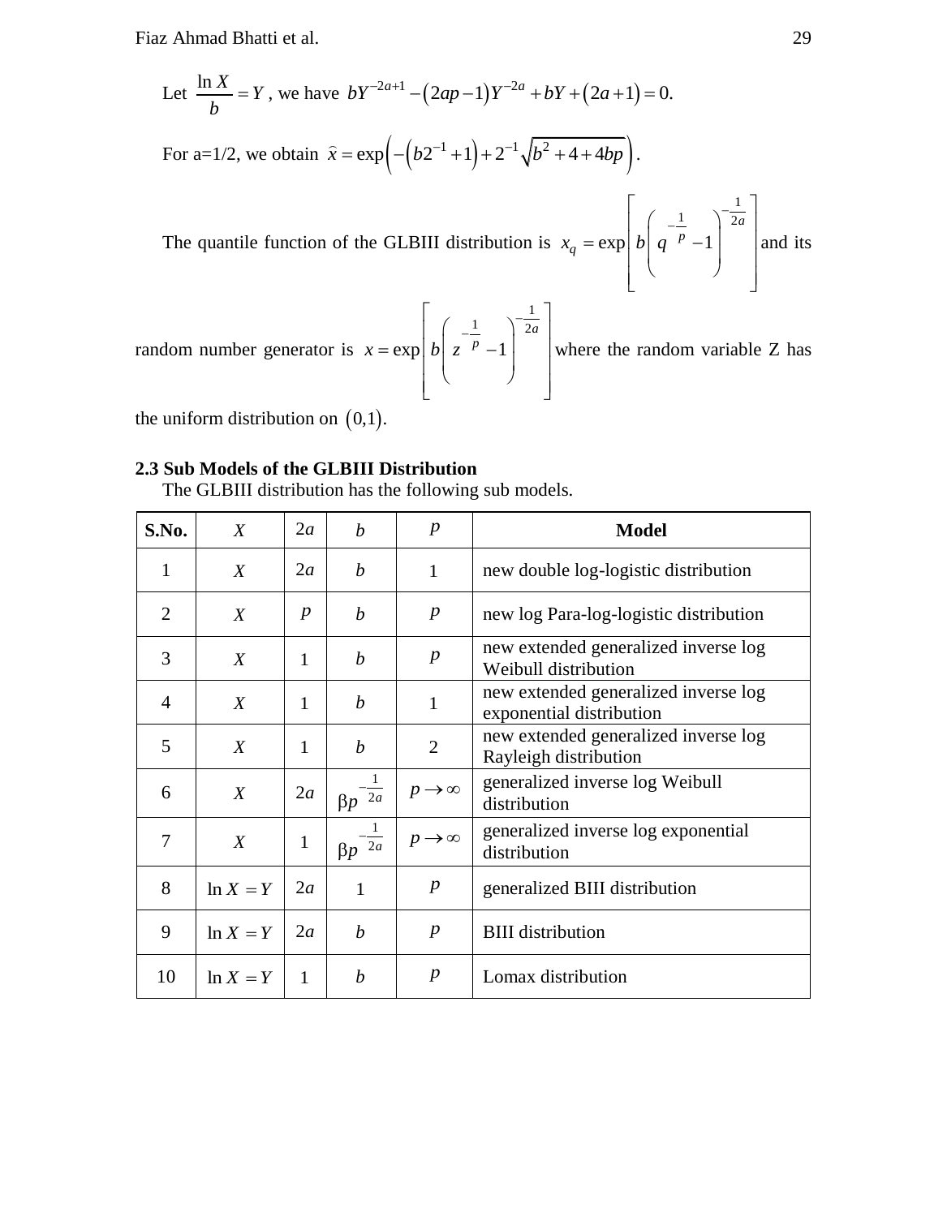Let $\frac{\ln X}{b} = Y$ , we have $bY^{-2a+1} - (2ap-1)Y^{-2a} + bY + (2a+1) = 0.$

For a=1/2, we obtain $\hat{x} = \exp\left(-\left(b2^{-1}+1\right) + 2^{-1}\sqrt{b^2+4+4bp}\right).$

The quantile function of the GLBIII distribution is $x_q = \exp\left[b\left(q^{-\frac{1}{p}}-1\right)^{-\frac{1}{2a}}\right]$ and its random number generator is $x = \exp\left[b\left(z^{-\frac{1}{p}}-1\right)^{-\frac{1}{2a}}\right]$ where the random variable Z has the uniform distribution on $(0,1)$.

### 2.3 Sub Models of the GLBIII Distribution

The GLBIII distribution has the following sub models.

| S.No. | $X$ | $2a$ | $b$ | $p$ | Model |
|---|---|---|---|---|---|
| 1 | $X$ | $2a$ | $b$ | 1 | new double log-logistic distribution |
| 2 | $X$ | $p$ | $b$ | $p$ | new log Para-log-logistic distribution |
| 3 | $X$ | 1 | $b$ | $p$ | new extended generalized inverse log Weibull distribution |
| 4 | $X$ | 1 | $b$ | 1 | new extended generalized inverse log exponential distribution |
| 5 | $X$ | 1 | $b$ | 2 | new extended generalized inverse log Rayleigh distribution |
| 6 | $X$ | $2a$ | $\beta p^{-\frac{1}{2a}}$ | $p \to \infty$ | generalized inverse log Weibull distribution |
| 7 | $X$ | 1 | $\beta p^{-\frac{1}{2a}}$ | $p \to \infty$ | generalized inverse log exponential distribution |
| 8 | $\ln X = Y$ | $2a$ | 1 | $p$ | generalized BIII distribution |
| 9 | $\ln X = Y$ | $2a$ | $b$ | $p$ | BIII distribution |
| 10 | $\ln X = Y$ | 1 | $b$ | $p$ | Lomax distribution |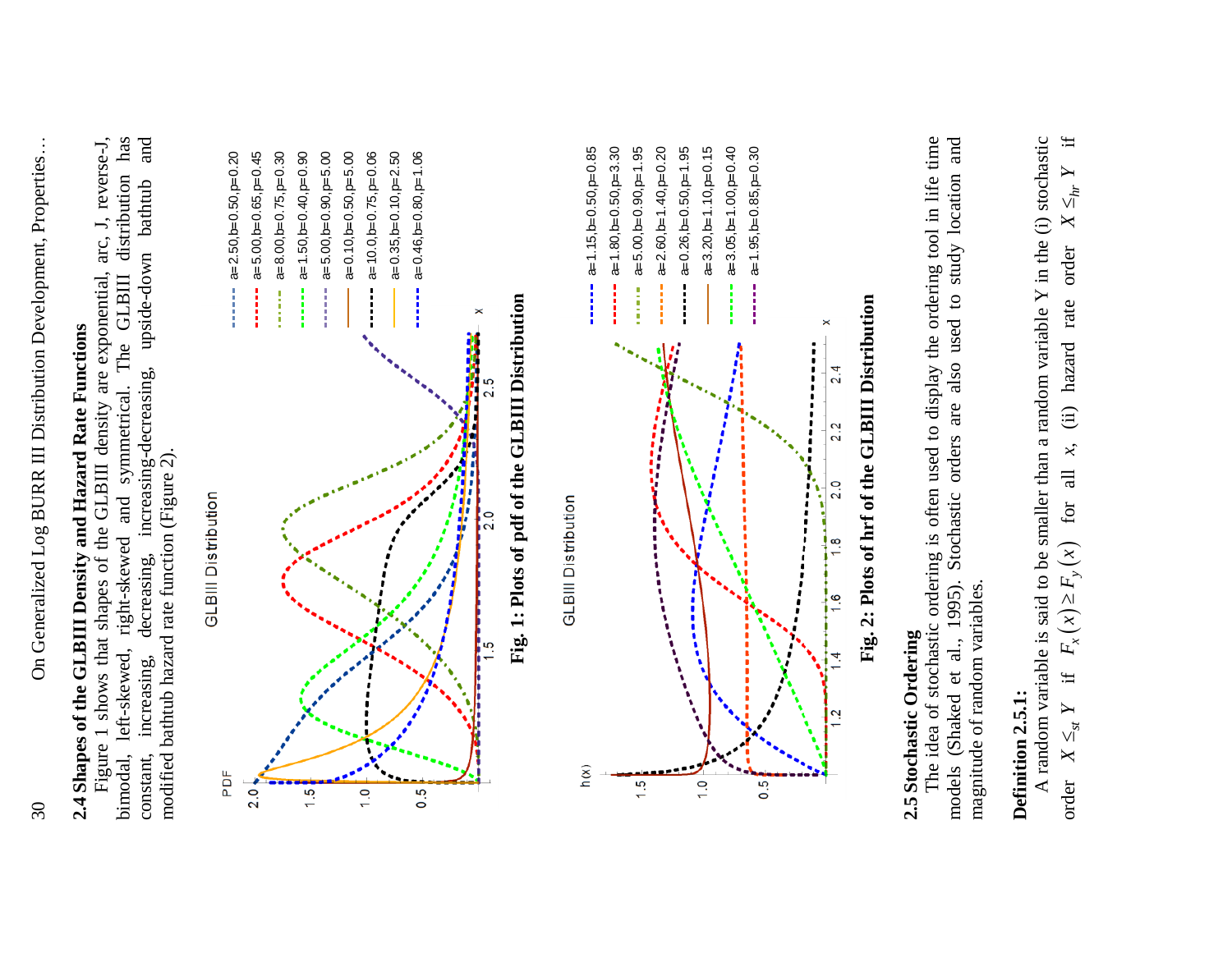## 2.4 Shapes of the GLBIII Density and Hazard Rate Functions

Figure 1 shows that shapes of the GLBIII density are exponential, arc, J, reverse-J, bimodal, left-skewed, right-skewed and symmetrical. The GLBIII distribution has constant, increasing, decreasing, increasing-decreasing, upside-down bathtub and modified bathtub hazard rate function (Figure 2).

**Fig. 1: Plots of pdf of the GLBIII Distribution**

**Fig. 2: Plots of hrf of the GLBIII Distribution**

## 2.5 Stochastic Ordering

The idea of stochastic ordering is often used to display the ordering tool in life time models (Shaked et al., 1995). Stochastic orders are also used to study location and magnitude of random variables.

**Definition 2.5.1:**

A random variable is said to be smaller than a random variable Y in the (i) stochastic order $X \le_{st} Y$ if $F_X(x) \ge F_Y(x)$ for all $x$, (ii) hazard rate order $X \le_{hr} Y$ if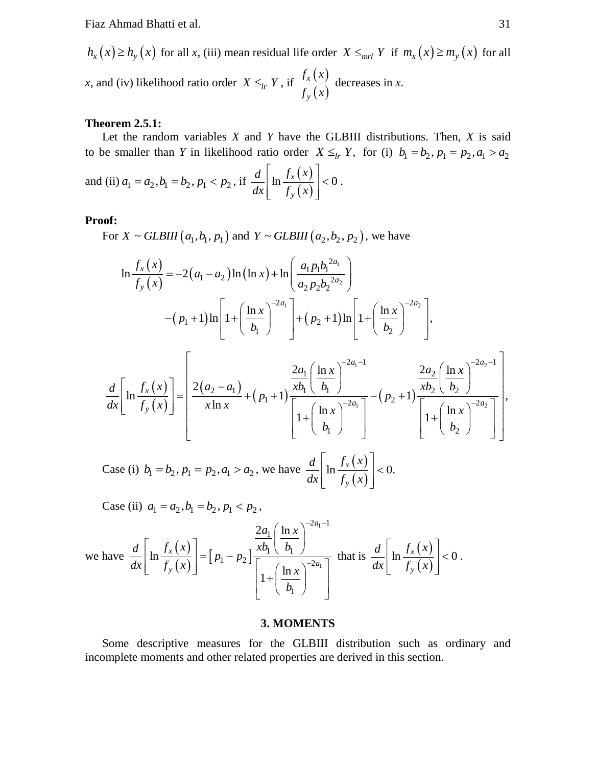$h_x(x) \geq h_y(x)$ for all *x*, (iii) mean residual life order $X \leq_{mrl} Y$ if $m_x(x) \geq m_y(x)$ for all *x*, and (iv) likelihood ratio order $X \leq_{lr} Y$, if $\frac{f_x(x)}{f_y(x)}$ decreases in *x*.

**Theorem 2.5.1:**

Let the random variables *X* and *Y* have the GLBIII distributions. Then, *X* is said to be smaller than *Y* in likelihood ratio order $X \leq_{lr} Y$, for (i) $b_1 = b_2, p_1 = p_2, a_1 > a_2$ and (ii) $a_1 = a_2, b_1 = b_2, p_1 < p_2$, if $\frac{d}{dx}\left[\ln \frac{f_x(x)}{f_y(x)}\right] < 0$.

**Proof:**

For $X \sim GLBIII(a_1, b_1, p_1)$ and $Y \sim GLBIII(a_2, b_2, p_2)$, we have

$$\ln \frac{f_x(x)}{f_y(x)} = -2(a_1 - a_2)\ln(\ln x) + \ln\left(\frac{a_1 p_1 b_1^{2a_1}}{a_2 p_2 b_2^{2a_2}}\right)$$
$$-(p_1+1)\ln\left[1+\left(\frac{\ln x}{b_1}\right)^{-2a_1}\right] + (p_2+1)\ln\left[1+\left(\frac{\ln x}{b_2}\right)^{-2a_2}\right],$$

$$\frac{d}{dx}\left[\ln \frac{f_x(x)}{f_y(x)}\right] = \left[\frac{2(a_2 - a_1)}{x \ln x} + (p_1+1)\frac{\frac{2a_1}{xb_1}\left(\frac{\ln x}{b_1}\right)^{-2a_1-1}}{\left[1+\left(\frac{\ln x}{b_1}\right)^{-2a_1}\right]} - (p_2+1)\frac{\frac{2a_2}{xb_2}\left(\frac{\ln x}{b_2}\right)^{-2a_2-1}}{\left[1+\left(\frac{\ln x}{b_2}\right)^{-2a_2}\right]}\right],$$

Case (i) $b_1 = b_2, p_1 = p_2, a_1 > a_2$, we have $\frac{d}{dx}\left[\ln \frac{f_x(x)}{f_y(x)}\right] < 0.$

Case (ii) $a_1 = a_2, b_1 = b_2, p_1 < p_2$,

we have $\frac{d}{dx}\left[\ln \frac{f_x(x)}{f_y(x)}\right] = [p_1 - p_2]\frac{\frac{2a_1}{xb_1}\left(\frac{\ln x}{b_1}\right)^{-2a_1-1}}{\left[1+\left(\frac{\ln x}{b_1}\right)^{-2a_1}\right]}$ that is $\frac{d}{dx}\left[\ln \frac{f_x(x)}{f_y(x)}\right] < 0$.

## 3. MOMENTS

Some descriptive measures for the GLBIII distribution such as ordinary and incomplete moments and other related properties are derived in this section.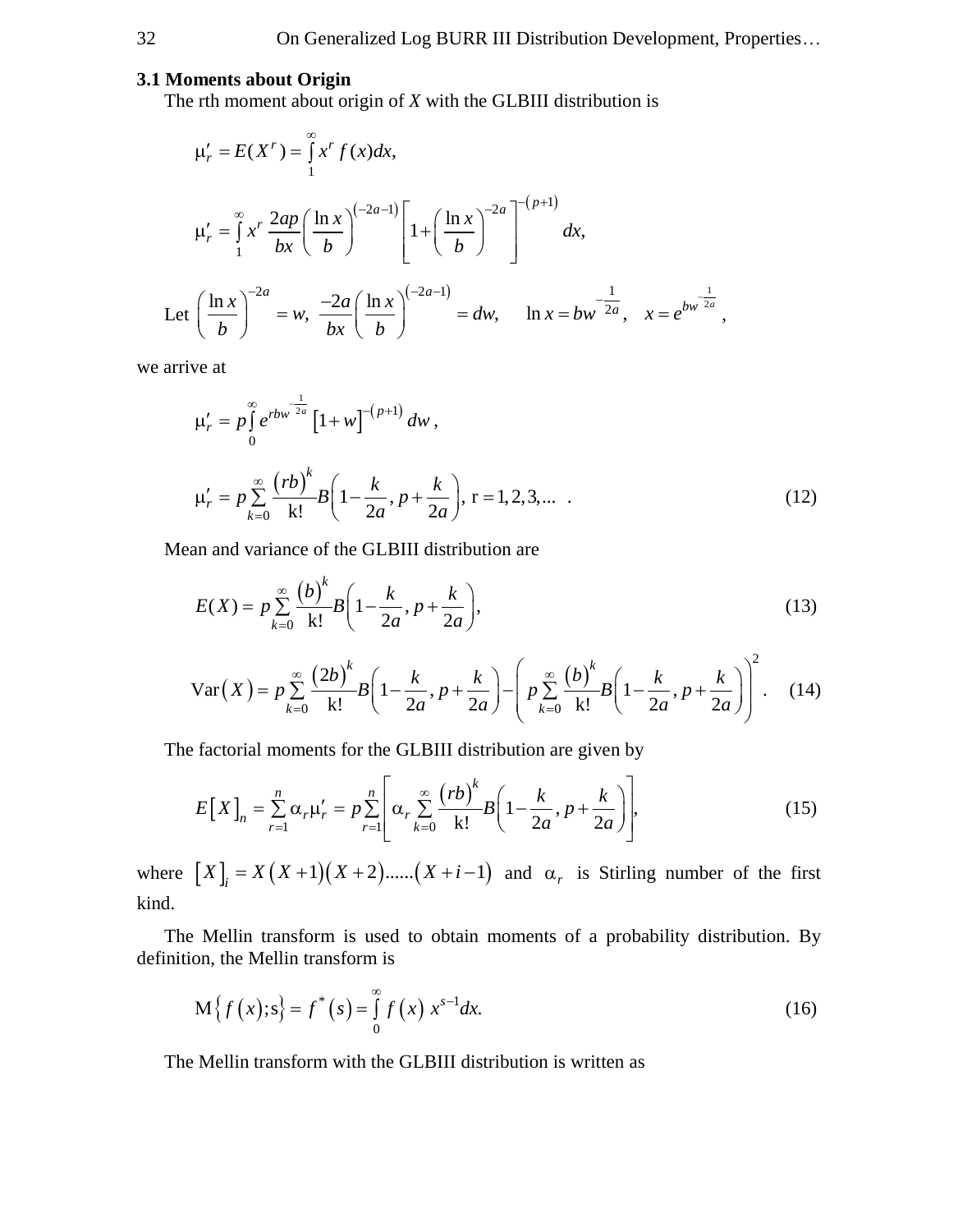### 3.1 Moments about Origin

The rth moment about origin of $X$ with the GLBIII distribution is

$$\mu_r' = E(X^r) = \int_1^\infty x^r f(x)dx,$$

$$\mu_r' = \int_1^\infty x^r \frac{2ap}{bx}\left(\frac{\ln x}{b}\right)^{(-2a-1)}\left[1+\left(\frac{\ln x}{b}\right)^{-2a}\right]^{-(p+1)} dx,$$

Let $\left(\frac{\ln x}{b}\right)^{-2a} = w,\ \frac{-2a}{bx}\left(\frac{\ln x}{b}\right)^{(-2a-1)} = dw, \quad \ln x = bw^{-\frac{1}{2a}}, \quad x = e^{bw^{-\frac{1}{2a}}},$

we arrive at

$$\mu_r' = p\int_0^\infty e^{rbw^{-\frac{1}{2a}}}\left[1+w\right]^{-(p+1)} dw,$$

$$\mu_r' = p\sum_{k=0}^{\infty}\frac{(rb)^k}{\text{k!}}B\left(1-\frac{k}{2a}, p+\frac{k}{2a}\right), \ \text{r} = 1,2,3,... \ . \tag{12}$$

Mean and variance of the GLBIII distribution are

$$E(X) = p\sum_{k=0}^{\infty}\frac{(b)^k}{\text{k!}}B\left(1-\frac{k}{2a}, p+\frac{k}{2a}\right), \tag{13}$$

$$\text{Var}(X) = p\sum_{k=0}^{\infty}\frac{(2b)^k}{\text{k!}}B\left(1-\frac{k}{2a}, p+\frac{k}{2a}\right) - \left(p\sum_{k=0}^{\infty}\frac{(b)^k}{\text{k!}}B\left(1-\frac{k}{2a}, p+\frac{k}{2a}\right)\right)^2. \tag{14}$$

The factorial moments for the GLBIII distribution are given by

$$E\left[X\right]_n = \sum_{r=1}^{n}\alpha_r\mu_r' = p\sum_{r=1}^{n}\left[\alpha_r\sum_{k=0}^{\infty}\frac{(rb)^k}{\text{k!}}B\left(1-\frac{k}{2a}, p+\frac{k}{2a}\right)\right], \tag{15}$$

where $\left[X\right]_i = X(X+1)(X+2)......(X+i-1)$ and $\alpha_r$ is Stirling number of the first kind.

The Mellin transform is used to obtain moments of a probability distribution. By definition, the Mellin transform is

$$\text{M}\left\{f(x);\text{s}\right\} = f^*(s) = \int_0^\infty f(x)\ x^{s-1}dx. \tag{16}$$

The Mellin transform with the GLBIII distribution is written as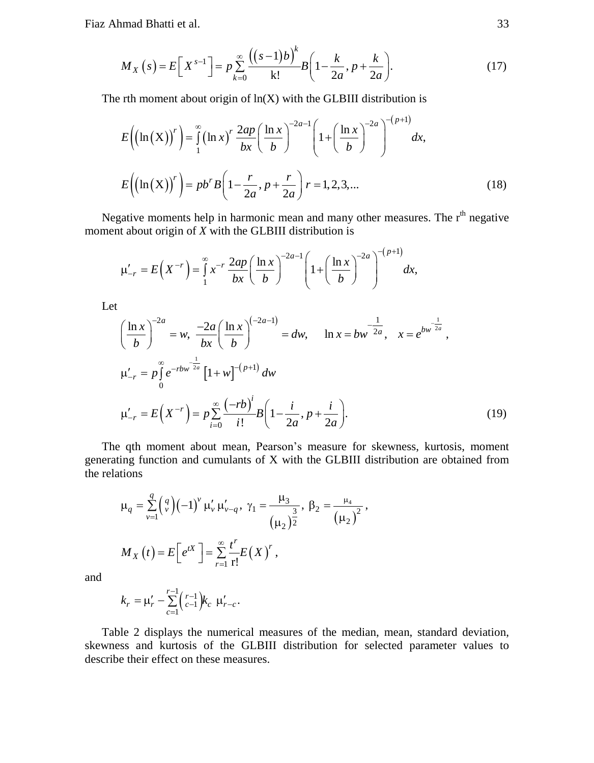$$M_X(s) = E\left[X^{s-1}\right] = p\sum_{k=0}^{\infty}\frac{\left((s-1)b\right)^k}{\text{k!}}B\left(1-\frac{k}{2a}, p+\frac{k}{2a}\right). \tag{17}$$

The rth moment about origin of ln(X) with the GLBIII distribution is

$$E\left(\left(\ln(\text{X})\right)^r\right) = \int_1^{\infty}(\ln x)^r\,\frac{2ap}{bx}\left(\frac{\ln x}{b}\right)^{-2a-1}\left(1+\left(\frac{\ln x}{b}\right)^{-2a}\right)^{-(p+1)}dx,$$

$$E\left(\left(\ln(\text{X})\right)^r\right) = pb^r B\left(1-\frac{r}{2a}, p+\frac{r}{2a}\right)\; r = 1,2,3,... \tag{18}$$

Negative moments help in harmonic mean and many other measures. The r[th] negative moment about origin of *X* with the GLBIII distribution is

$$\mu'_{-r} = E\left(X^{-r}\right) = \int_1^{\infty}x^{-r}\,\frac{2ap}{bx}\left(\frac{\ln x}{b}\right)^{-2a-1}\left(1+\left(\frac{\ln x}{b}\right)^{-2a}\right)^{-(p+1)}dx,$$

Let

$$\left(\frac{\ln x}{b}\right)^{-2a} = w,\;\; \frac{-2a}{bx}\left(\frac{\ln x}{b}\right)^{(-2a-1)} = dw,\quad \ln x = bw^{-\frac{1}{2a}},\quad x = e^{bw^{-\frac{1}{2a}}},$$

$$\mu'_{-r} = p\int_0^{\infty}e^{-rbw^{-\frac{1}{2a}}}\left[1+w\right]^{-(p+1)}dw$$

$$\mu'_{-r} = E\left(X^{-r}\right) = p\sum_{i=0}^{\infty}\frac{(-rb)^i}{i!}B\left(1-\frac{i}{2a}, p+\frac{i}{2a}\right). \tag{19}$$

The qth moment about mean, Pearson's measure for skewness, kurtosis, moment generating function and cumulants of X with the GLBIII distribution are obtained from the relations

$$\mu_q = \sum_{v=1}^{q}\binom{q}{v}(-1)^v\,\mu'_v\,\mu'_{v-q},\;\; \gamma_1 = \frac{\mu_3}{\left(\mu_2\right)^{\frac{3}{2}}},\;\; \beta_2 = \frac{\mu_4}{\left(\mu_2\right)^2},$$

$$M_X(t) = E\left[e^{tX}\right] = \sum_{r=1}^{\infty}\frac{t^r}{\text{r!}}E(X)^r,$$

and

$$k_r = \mu'_r - \sum_{c=1}^{r-1}\binom{r-1}{c-1}k_c\;\mu'_{r-c}.$$

Table 2 displays the numerical measures of the median, mean, standard deviation, skewness and kurtosis of the GLBIII distribution for selected parameter values to describe their effect on these measures.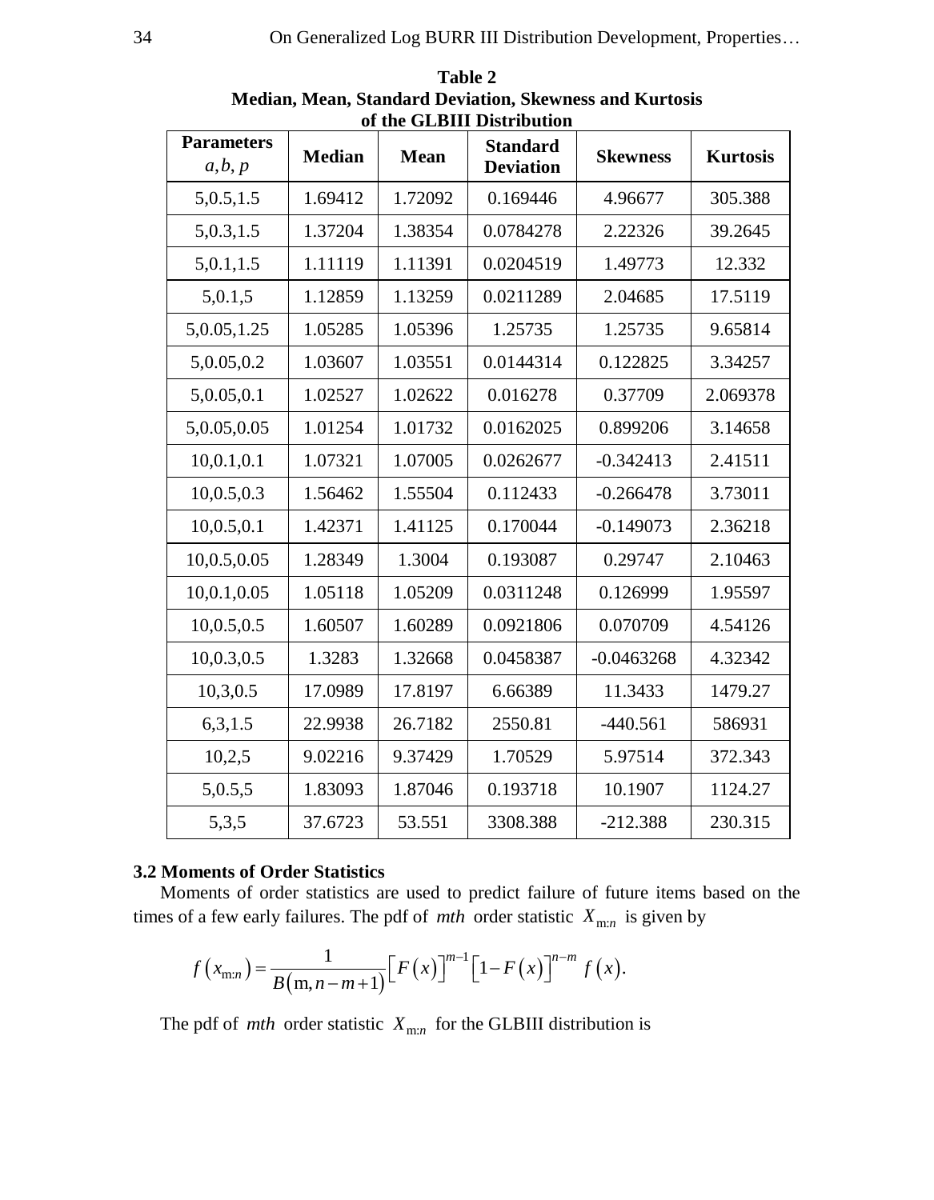**Table 2**
**Median, Mean, Standard Deviation, Skewness and Kurtosis of the GLBIII Distribution**

| **Parameters** $a, b, p$ | **Median** | **Mean** | **Standard Deviation** | **Skewness** | **Kurtosis** |
|---|---|---|---|---|---|
| 5,0.5,1.5 | 1.69412 | 1.72092 | 0.169446 | 4.96677 | 305.388 |
| 5,0.3,1.5 | 1.37204 | 1.38354 | 0.0784278 | 2.22326 | 39.2645 |
| 5,0.1,1.5 | 1.11119 | 1.11391 | 0.0204519 | 1.49773 | 12.332 |
| 5,0.1,5 | 1.12859 | 1.13259 | 0.0211289 | 2.04685 | 17.5119 |
| 5,0.05,1.25 | 1.05285 | 1.05396 | 1.25735 | 1.25735 | 9.65814 |
| 5,0.05,0.2 | 1.03607 | 1.03551 | 0.0144314 | 0.122825 | 3.34257 |
| 5,0.05,0.1 | 1.02527 | 1.02622 | 0.016278 | 0.37709 | 2.069378 |
| 5,0.05,0.05 | 1.01254 | 1.01732 | 0.0162025 | 0.899206 | 3.14658 |
| 10,0.1,0.1 | 1.07321 | 1.07005 | 0.0262677 | -0.342413 | 2.41511 |
| 10,0.5,0.3 | 1.56462 | 1.55504 | 0.112433 | -0.266478 | 3.73011 |
| 10,0.5,0.1 | 1.42371 | 1.41125 | 0.170044 | -0.149073 | 2.36218 |
| 10,0.5,0.05 | 1.28349 | 1.3004 | 0.193087 | 0.29747 | 2.10463 |
| 10,0.1,0.05 | 1.05118 | 1.05209 | 0.0311248 | 0.126999 | 1.95597 |
| 10,0.5,0.5 | 1.60507 | 1.60289 | 0.0921806 | 0.070709 | 4.54126 |
| 10,0.3,0.5 | 1.3283 | 1.32668 | 0.0458387 | -0.0463268 | 4.32342 |
| 10,3,0.5 | 17.0989 | 17.8197 | 6.66389 | 11.3433 | 1479.27 |
| 6,3,1.5 | 22.9938 | 26.7182 | 2550.81 | -440.561 | 586931 |
| 10,2,5 | 9.02216 | 9.37429 | 1.70529 | 5.97514 | 372.343 |
| 5,0.5,5 | 1.83093 | 1.87046 | 0.193718 | 10.1907 | 1124.27 |
| 5,3,5 | 37.6723 | 53.551 | 3308.388 | -212.388 | 230.315 |

### 3.2 Moments of Order Statistics

Moments of order statistics are used to predict failure of future items based on the times of a few early failures. The pdf of $mth$ order statistic $X_{\mathrm{m}:n}$ is given by

$$f\left(x_{\mathrm{m}:n}\right)=\frac{1}{B\left(\mathrm{m},n-m+1\right)}\left[F\left(x\right)\right]^{m-1}\left[1-F\left(x\right)\right]^{n-m}f\left(x\right).$$

The pdf of $mth$ order statistic $X_{\mathrm{m}:n}$ for the GLBIII distribution is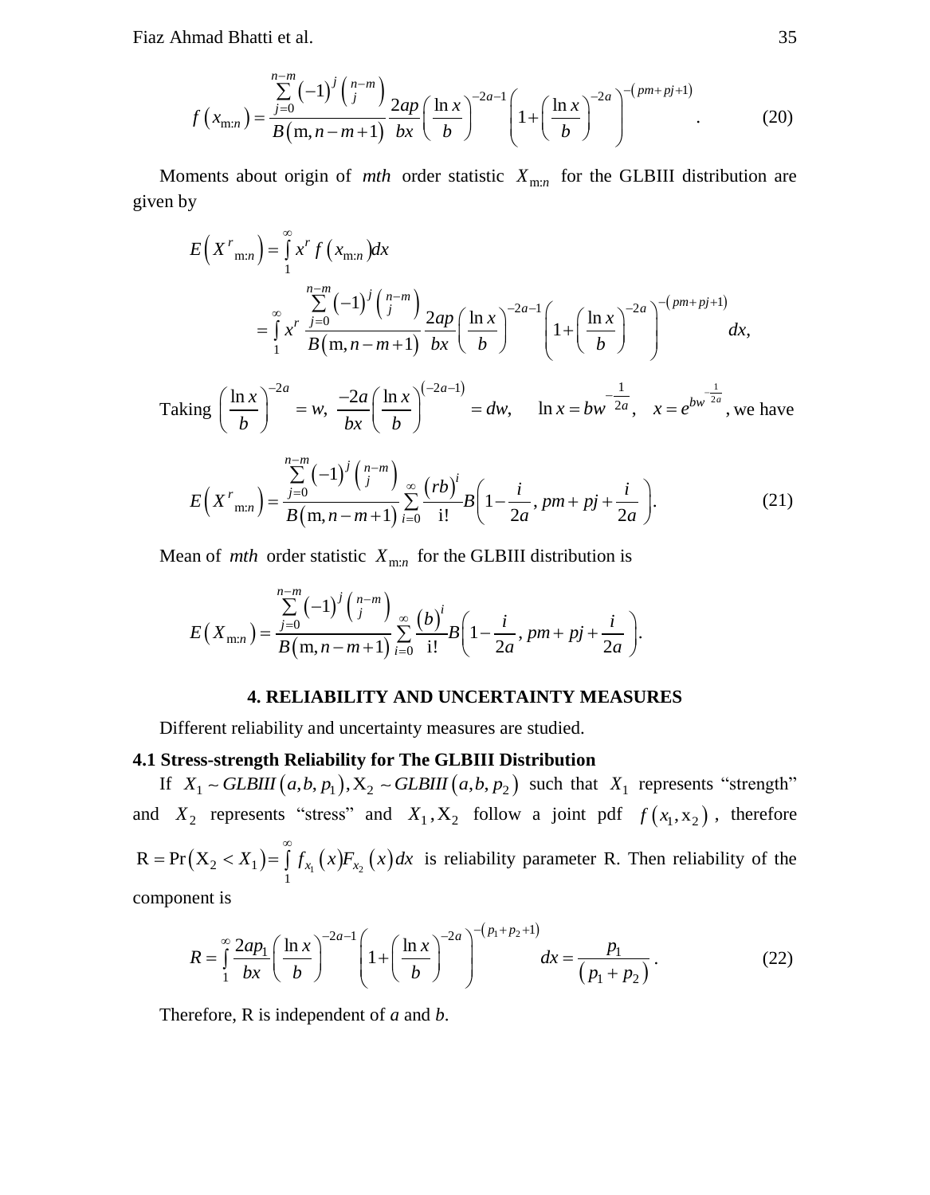$$f\left(x_{\mathrm{m}:n}\right)=\frac{\sum_{j=0}^{n-m}\left(-1\right)^{j}\binom{n-m}{j}}{B\left(\mathrm{m},n-m+1\right)}\frac{2ap}{bx}\left(\frac{\ln x}{b}\right)^{-2a-1}\left(1+\left(\frac{\ln x}{b}\right)^{-2a}\right)^{-\left(pm+pj+1\right)}. \tag{20}$$

Moments about origin of $mth$ order statistic $X_{\mathrm{m}:n}$ for the GLBIII distribution are given by

$$E\left(X^{r}{}_{\mathrm{m}:n}\right)=\int_{1}^{\infty}x^{r}f\left(x_{\mathrm{m}:n}\right)dx$$

$$=\int_{1}^{\infty}x^{r}\,\frac{\sum_{j=0}^{n-m}\left(-1\right)^{j}\binom{n-m}{j}}{B\left(\mathrm{m},n-m+1\right)}\frac{2ap}{bx}\left(\frac{\ln x}{b}\right)^{-2a-1}\left(1+\left(\frac{\ln x}{b}\right)^{-2a}\right)^{-\left(pm+pj+1\right)}dx,$$

Taking $\left(\frac{\ln x}{b}\right)^{-2a}=w,\ \frac{-2a}{bx}\left(\frac{\ln x}{b}\right)^{\left(-2a-1\right)}=dw,\quad \ln x=bw^{-\frac{1}{2a}},\quad x=e^{bw^{-\frac{1}{2a}}}$, we have

$$E\left(X^{r}{}_{\mathrm{m}:n}\right)=\frac{\sum_{j=0}^{n-m}\left(-1\right)^{j}\binom{n-m}{j}}{B\left(\mathrm{m},n-m+1\right)}\sum_{i=0}^{\infty}\frac{\left(rb\right)^{i}}{\mathrm{i}!}B\left(1-\frac{i}{2a},pm+pj+\frac{i}{2a}\right). \tag{21}$$

Mean of $mth$ order statistic $X_{\mathrm{m}:n}$ for the GLBIII distribution is

$$E\left(X_{\mathrm{m}:n}\right)=\frac{\sum_{j=0}^{n-m}\left(-1\right)^{j}\binom{n-m}{j}}{B\left(\mathrm{m},n-m+1\right)}\sum_{i=0}^{\infty}\frac{\left(b\right)^{i}}{\mathrm{i}!}B\left(1-\frac{i}{2a},pm+pj+\frac{i}{2a}\right).$$

## 4. RELIABILITY AND UNCERTAINTY MEASURES

Different reliability and uncertainty measures are studied.

### 4.1 Stress-strength Reliability for The GLBIII Distribution

If $X_1\sim GLBIII\left(a,b,p_1\right),\mathrm{X}_2\sim GLBIII\left(a,b,p_2\right)$ such that $X_1$ represents "strength" and $X_2$ represents "stress" and $X_1,\mathrm{X}_2$ follow a joint pdf $f\left(x_1,\mathrm{x}_2\right)$, therefore $\mathrm{R}=\Pr\left(\mathrm{X}_2<X_1\right)=\int_{1}^{\infty}f_{x_1}\left(x\right)F_{x_2}\left(x\right)dx$ is reliability parameter R. Then reliability of the component is

$$R=\int_{1}^{\infty}\frac{2ap_1}{bx}\left(\frac{\ln x}{b}\right)^{-2a-1}\left(1+\left(\frac{\ln x}{b}\right)^{-2a}\right)^{-\left(p_1+p_2+1\right)}dx=\frac{p_1}{\left(p_1+p_2\right)}. \tag{22}$$

Therefore, R is independent of *a* and *b*.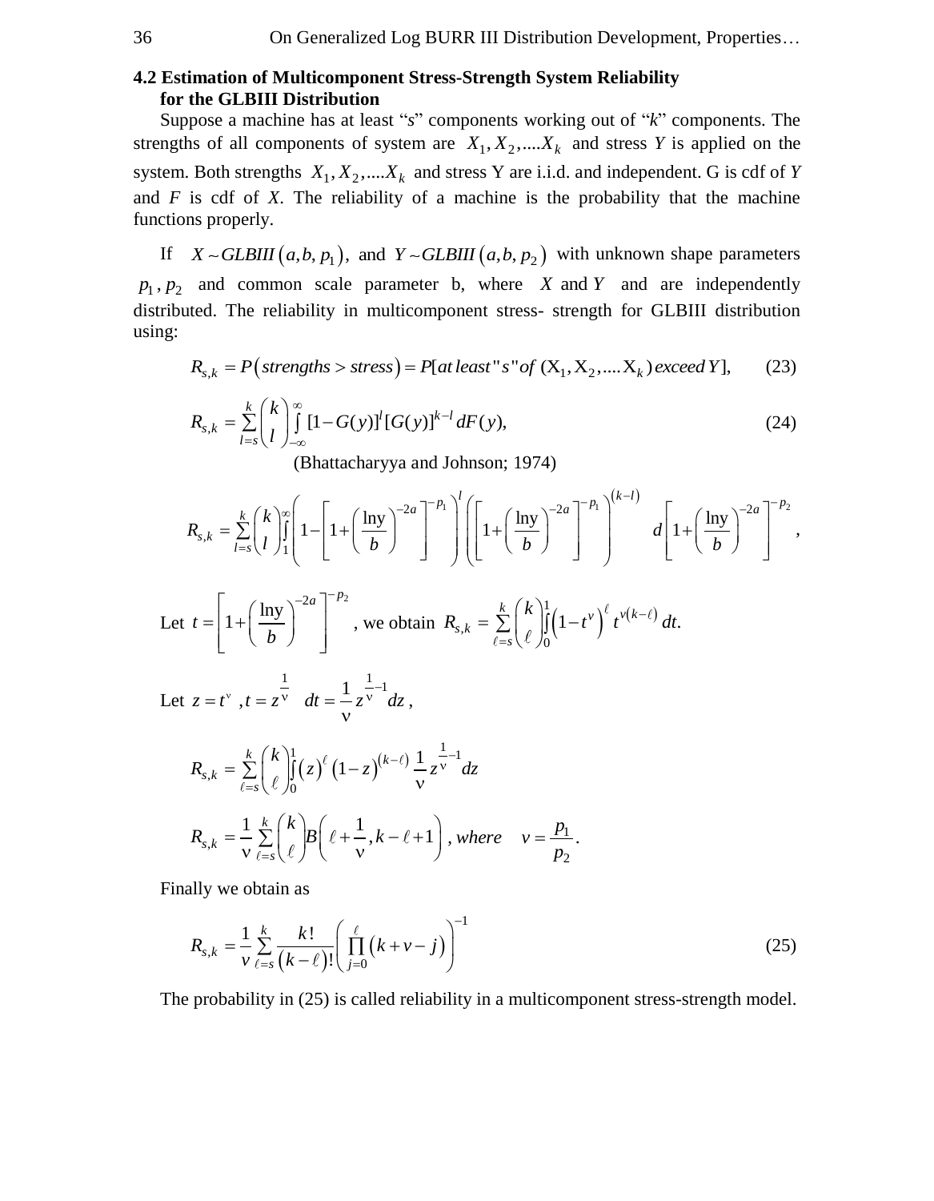### 4.2 Estimation of Multicomponent Stress-Strength System Reliability for the GLBIII Distribution

Suppose a machine has at least "*s*" components working out of "*k*" components. The strengths of all components of system are $X_1, X_2, ....X_k$ and stress *Y* is applied on the system. Both strengths $X_1, X_2, ....X_k$ and stress Y are i.i.d. and independent. G is cdf of *Y* and *F* is cdf of *X*. The reliability of a machine is the probability that the machine functions properly.

If $X \sim GLBIII(a, b, p_1)$, and $Y \sim GLBIII(a, b, p_2)$ with unknown shape parameters $p_1, p_2$ and common scale parameter b, where $X$ and $Y$ and are independently distributed. The reliability in multicomponent stress- strength for GLBIII distribution using:

$$R_{s,k} = P(strengths > stress) = P[at\,least\,"s"\,of\,(X_1, X_2, ....X_k)\,exceed\,Y], \qquad (23)$$

$$R_{s,k} = \sum_{l=s}^{k} \binom{k}{l} \int_{-\infty}^{\infty} [1 - G(y)]^{l} [G(y)]^{k-l} dF(y), \qquad (24)$$

(Bhattacharyya and Johnson; 1974)

$$R_{s,k} = \sum_{l=s}^{k} \binom{k}{l} \int_{1}^{\infty} \left(1 - \left[1 + \left(\frac{\ln y}{b}\right)^{-2a}\right]^{-p_1}\right)^{l} \left(\left[1 + \left(\frac{\ln y}{b}\right)^{-2a}\right]^{-p_1}\right)^{(k-l)} d\left[1 + \left(\frac{\ln y}{b}\right)^{-2a}\right]^{-p_2},$$

Let $t = \left[1 + \left(\frac{\ln y}{b}\right)^{-2a}\right]^{-p_2}$, we obtain $R_{s,k} = \sum_{\ell=s}^{k} \binom{k}{\ell} \int_{0}^{1} \left(1 - t^{\nu}\right)^{\ell} t^{\nu(k-\ell)} dt.$

Let $z = t^{\nu}$ , $t = z^{\frac{1}{\nu}}$ $\quad dt = \frac{1}{\nu} z^{\frac{1}{\nu}-1} dz$ ,

$$R_{s,k} = \sum_{\ell=s}^{k} \binom{k}{\ell} \int_{0}^{1} (z)^{\ell} (1-z)^{(k-\ell)} \frac{1}{\nu} z^{\frac{1}{\nu}-1} dz$$

$$R_{s,k} = \frac{1}{\nu} \sum_{\ell=s}^{k} \binom{k}{\ell} B\left(\ell + \frac{1}{\nu}, k - \ell + 1\right), \; where \quad \nu = \frac{p_1}{p_2}.$$

Finally we obtain as

$$R_{s,k} = \frac{1}{v} \sum_{\ell=s}^{k} \frac{k!}{(k-\ell)!} \left(\prod_{j=0}^{\ell} (k + v - j)\right)^{-1} \qquad (25)$$

The probability in (25) is called reliability in a multicomponent stress-strength model.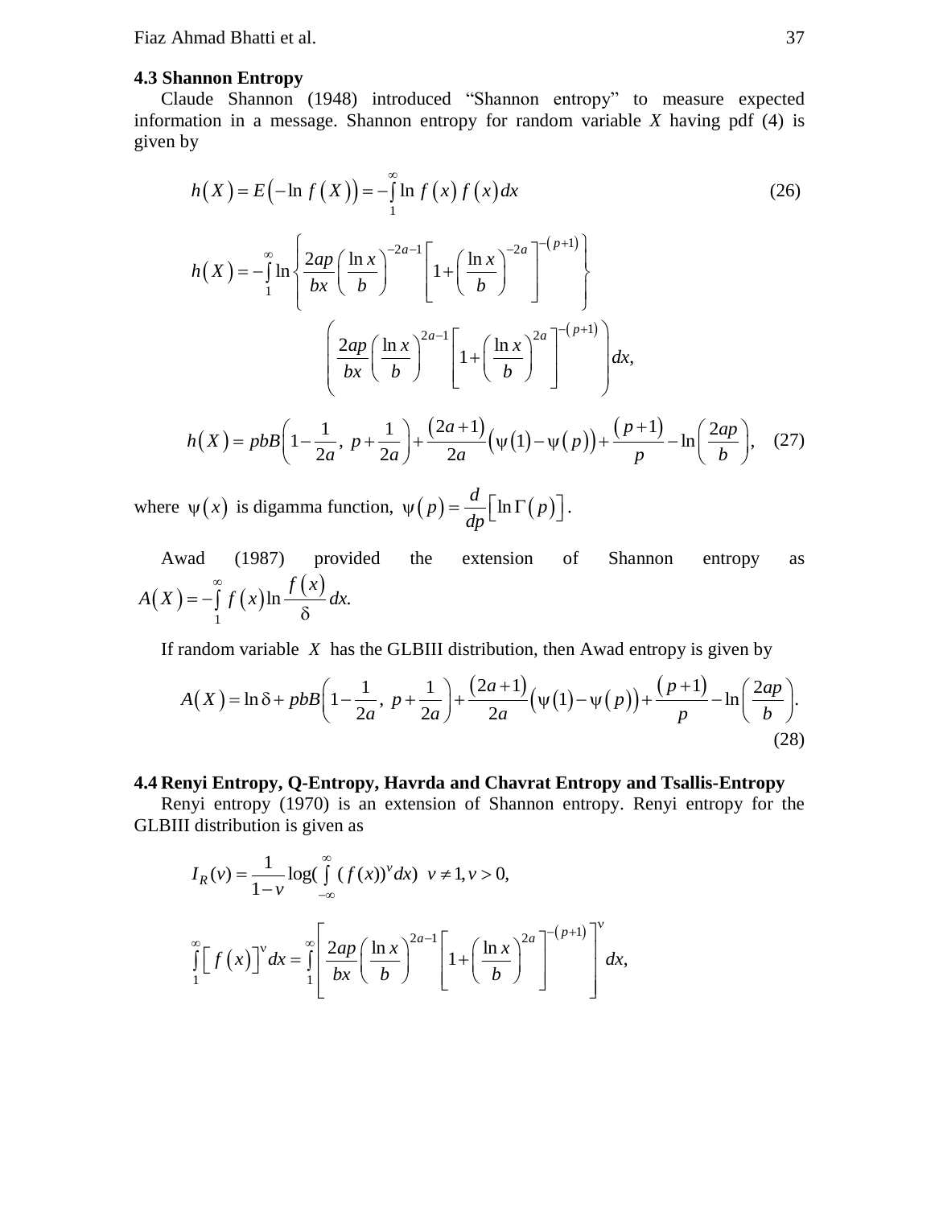### 4.3 Shannon Entropy

Claude Shannon (1948) introduced "Shannon entropy" to measure expected information in a message. Shannon entropy for random variable $X$ having pdf (4) is given by

$$h(X) = E\left(-\ln f(X)\right) = -\int_1^{\infty} \ln f(x) f(x) dx \tag{26}$$

$$h(X) = -\int_1^{\infty} \ln\left\{ \frac{2ap}{bx}\left(\frac{\ln x}{b}\right)^{-2a-1}\left[1+\left(\frac{\ln x}{b}\right)^{-2a}\right]^{-(p+1)} \right\}$$

$$\left( \frac{2ap}{bx}\left(\frac{\ln x}{b}\right)^{2a-1}\left[1+\left(\frac{\ln x}{b}\right)^{2a}\right]^{-(p+1)} \right) dx,$$

$$h(X) = pbB\left(1-\frac{1}{2a},\ p+\frac{1}{2a}\right) + \frac{(2a+1)}{2a}\left(\psi(1)-\psi(p)\right) + \frac{(p+1)}{p} - \ln\left(\frac{2ap}{b}\right), \tag{27}$$

where $\psi(x)$ is digamma function, $\psi(p) = \frac{d}{dp}\left[\ln\Gamma(p)\right]$.

Awad (1987) provided the extension of Shannon entropy as $A(X) = -\int_1^{\infty} f(x) \ln \frac{f(x)}{\delta} dx.$

If random variable $X$ has the GLBIII distribution, then Awad entropy is given by

$$A(X) = \ln\delta + pbB\left(1-\frac{1}{2a},\ p+\frac{1}{2a}\right) + \frac{(2a+1)}{2a}\left(\psi(1)-\psi(p)\right) + \frac{(p+1)}{p} - \ln\left(\frac{2ap}{b}\right). \tag{28}$$

### 4.4 Renyi Entropy, Q-Entropy, Havrda and Chavrat Entropy and Tsallis-Entropy

Renyi entropy (1970) is an extension of Shannon entropy. Renyi entropy for the GLBIII distribution is given as

$$I_R(v) = \frac{1}{1-v}\log\left(\int_{-\infty}^{\infty} (f(x))^v dx\right) \quad v \neq 1, v > 0,$$

$$\int_1^{\infty}\left[f(x)\right]^{\nu} dx = \int_1^{\infty}\left[\frac{2ap}{bx}\left(\frac{\ln x}{b}\right)^{2a-1}\left[1+\left(\frac{\ln x}{b}\right)^{2a}\right]^{-(p+1)}\right]^{\nu} dx,$$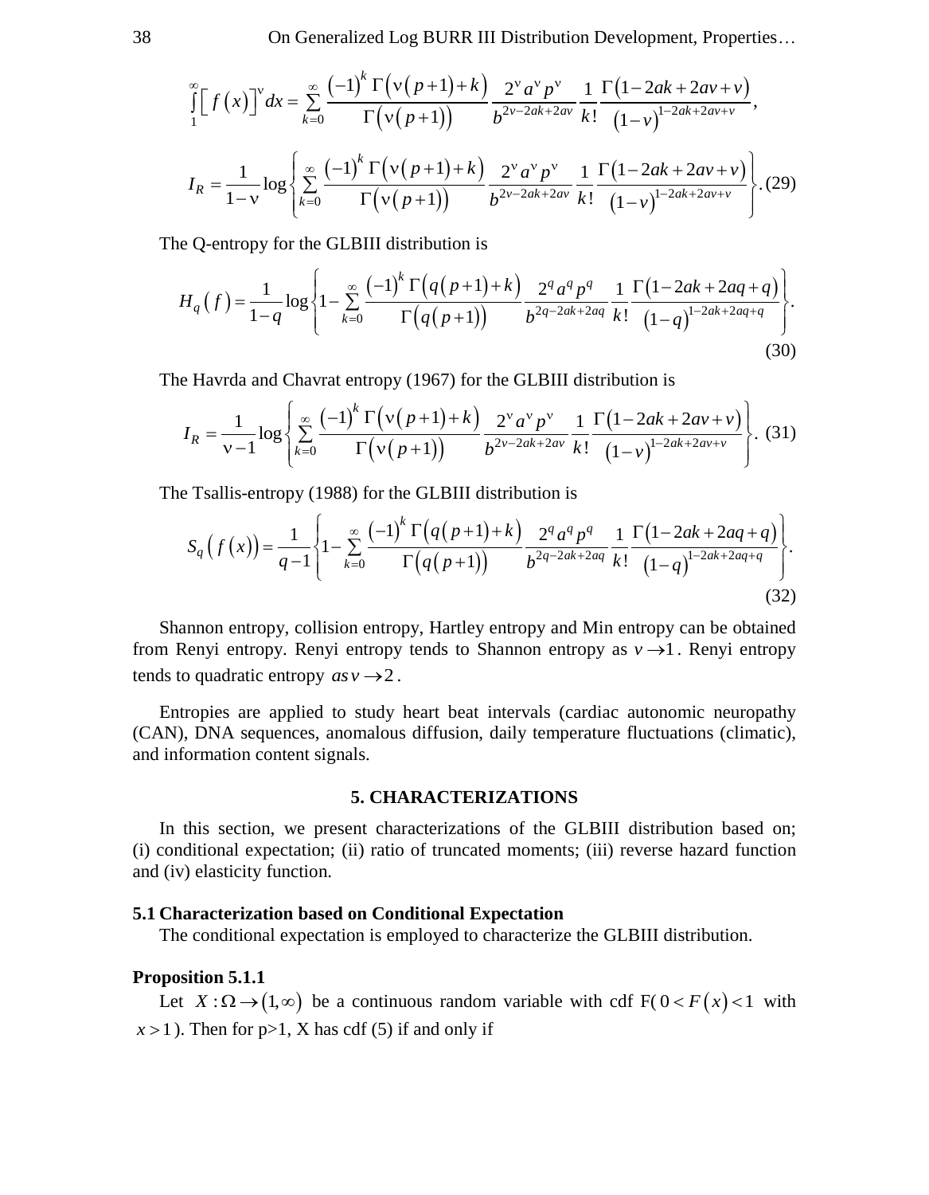$$\int_1^{\infty}\left[f(x)\right]^{\nu}dx=\sum_{k=0}^{\infty}\frac{(-1)^k\,\Gamma\left(\nu(p+1)+k\right)}{\Gamma\left(\nu(p+1)\right)}\frac{2^{\nu}a^{\nu}p^{\nu}}{b^{2\nu-2ak+2a\nu}}\frac{1}{k!}\frac{\Gamma\left(1-2ak+2av+v\right)}{\left(1-v\right)^{1-2ak+2av+v}},$$

$$I_R=\frac{1}{1-\nu}\log\left\{\sum_{k=0}^{\infty}\frac{(-1)^k\,\Gamma\left(\nu(p+1)+k\right)}{\Gamma\left(\nu(p+1)\right)}\frac{2^{\nu}a^{\nu}p^{\nu}}{b^{2\nu-2ak+2av}}\frac{1}{k!}\frac{\Gamma\left(1-2ak+2av+v\right)}{\left(1-v\right)^{1-2ak+2av+v}}\right\}. \quad (29)$$

The Q-entropy for the GLBIII distribution is

$$H_q(f)=\frac{1}{1-q}\log\left\{1-\sum_{k=0}^{\infty}\frac{(-1)^k\,\Gamma\left(q(p+1)+k\right)}{\Gamma\left(q(p+1)\right)}\frac{2^{q}a^{q}p^{q}}{b^{2q-2ak+2aq}}\frac{1}{k!}\frac{\Gamma\left(1-2ak+2aq+q\right)}{\left(1-q\right)^{1-2ak+2aq+q}}\right\}. \quad (30)$$

The Havrda and Chavrat entropy (1967) for the GLBIII distribution is

$$I_R=\frac{1}{\nu-1}\log\left\{\sum_{k=0}^{\infty}\frac{(-1)^k\,\Gamma\left(\nu(p+1)+k\right)}{\Gamma\left(\nu(p+1)\right)}\frac{2^{\nu}a^{\nu}p^{\nu}}{b^{2\nu-2ak+2av}}\frac{1}{k!}\frac{\Gamma\left(1-2ak+2av+v\right)}{\left(1-v\right)^{1-2ak+2av+v}}\right\}. \quad (31)$$

The Tsallis-entropy (1988) for the GLBIII distribution is

$$S_q\left(f(x)\right)=\frac{1}{q-1}\left\{1-\sum_{k=0}^{\infty}\frac{(-1)^k\,\Gamma\left(q(p+1)+k\right)}{\Gamma\left(q(p+1)\right)}\frac{2^{q}a^{q}p^{q}}{b^{2q-2ak+2aq}}\frac{1}{k!}\frac{\Gamma\left(1-2ak+2aq+q\right)}{\left(1-q\right)^{1-2ak+2aq+q}}\right\}. \quad (32)$$

Shannon entropy, collision entropy, Hartley entropy and Min entropy can be obtained from Renyi entropy. Renyi entropy tends to Shannon entropy as $v\to 1$. Renyi entropy tends to quadratic entropy $as\, v\to 2$.

Entropies are applied to study heart beat intervals (cardiac autonomic neuropathy (CAN), DNA sequences, anomalous diffusion, daily temperature fluctuations (climatic), and information content signals.

## 5. CHARACTERIZATIONS

In this section, we present characterizations of the GLBIII distribution based on; (i) conditional expectation; (ii) ratio of truncated moments; (iii) reverse hazard function and (iv) elasticity function.

### 5.1 Characterization based on Conditional Expectation

The conditional expectation is employed to characterize the GLBIII distribution.

**Proposition 5.1.1**

Let $X:\Omega\to(1,\infty)$ be a continuous random variable with cdf F( $0<F(x)<1$ with $x>1$ ). Then for p>1, X has cdf (5) if and only if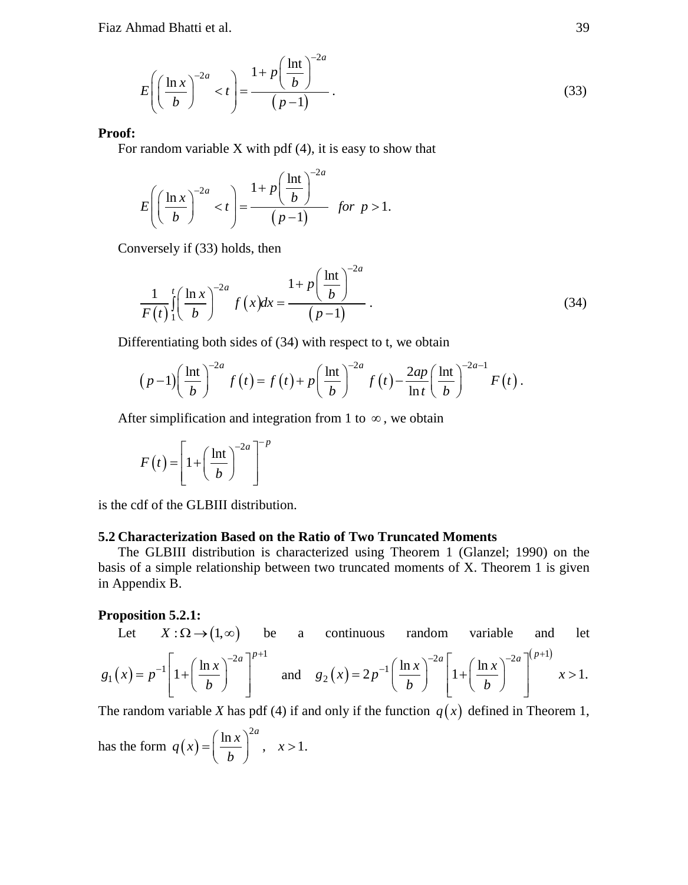$$E\left(\left(\frac{\ln x}{b}\right)^{-2a} < t\right) = \frac{1+p\left(\frac{\ln t}{b}\right)^{-2a}}{(p-1)}. \tag{33}$$

**Proof:**

For random variable X with pdf (4), it is easy to show that

$$E\left(\left(\frac{\ln x}{b}\right)^{-2a} < t\right) = \frac{1+p\left(\frac{\ln t}{b}\right)^{-2a}}{(p-1)} \quad for \;\; p>1.$$

Conversely if (33) holds, then

$$\frac{1}{F(t)}\int_1^t \left(\frac{\ln x}{b}\right)^{-2a} f(x)dx = \frac{1+p\left(\frac{\ln t}{b}\right)^{-2a}}{(p-1)}. \tag{34}$$

Differentiating both sides of (34) with respect to t, we obtain

$$(p-1)\left(\frac{\ln t}{b}\right)^{-2a} f(t) = f(t) + p\left(\frac{\ln t}{b}\right)^{-2a} f(t) - \frac{2ap}{\ln t}\left(\frac{\ln t}{b}\right)^{-2a-1} F(t).$$

After simplification and integration from 1 to $\infty$, we obtain

$$F(t) = \left[1+\left(\frac{\ln t}{b}\right)^{-2a}\right]^{-p}$$

is the cdf of the GLBIII distribution.

### 5.2 Characterization Based on the Ratio of Two Truncated Moments

The GLBIII distribution is characterized using Theorem 1 (Glanzel; 1990) on the basis of a simple relationship between two truncated moments of X. Theorem 1 is given in Appendix B.

**Proposition 5.2.1:**

Let $X:\Omega \to (1,\infty)$ be a continuous random variable and let $g_1(x) = p^{-1}\left[1+\left(\frac{\ln x}{b}\right)^{-2a}\right]^{p+1}$ and $g_2(x) = 2p^{-1}\left(\frac{\ln x}{b}\right)^{-2a}\left[1+\left(\frac{\ln x}{b}\right)^{-2a}\right]^{(p+1)}$ $x>1.$

The random variable *X* has pdf (4) if and only if the function $q(x)$ defined in Theorem 1, has the form $q(x) = \left(\frac{\ln x}{b}\right)^{2a}, \quad x>1.$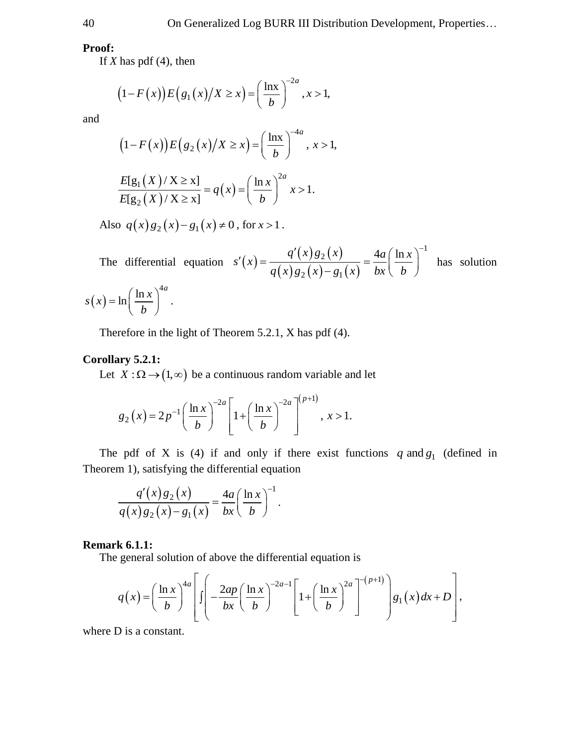**Proof:**

If $X$ has pdf (4), then

$$\left(1-F\left(x\right)\right)E\left(g_1\left(x\right)/X \geq x\right)=\left(\frac{\text{lnx}}{b}\right)^{-2a}, x>1,$$

and

$$\left(1-F\left(x\right)\right)E\left(g_2\left(x\right)/X \geq x\right)=\left(\frac{\text{lnx}}{b}\right)^{-4a},\ x>1,$$

$$\frac{E[\text{g}_1\left(X\right)/\text{X}\geq \text{x}]}{E[\text{g}_2\left(X\right)/\text{X}\geq \text{x}]}=q\left(x\right)=\left(\frac{\ln x}{b}\right)^{2a}\ \ x>1.$$

Also $q\left(x\right)g_2\left(x\right)-g_1\left(x\right)\neq 0$, for $x>1$.

The differential equation $s'\left(x\right)=\dfrac{q'\left(x\right)g_2\left(x\right)}{q\left(x\right)g_2\left(x\right)-g_1\left(x\right)}=\dfrac{4a}{bx}\left(\dfrac{\ln x}{b}\right)^{-1}$ has solution $s\left(x\right)=\ln\left(\dfrac{\ln x}{b}\right)^{4a}$.

Therefore in the light of Theorem 5.2.1, X has pdf (4).

**Corollary 5.2.1:**

Let $X:\Omega\to\left(1,\infty\right)$ be a continuous random variable and let

$$g_2\left(x\right)=2p^{-1}\left(\frac{\ln x}{b}\right)^{-2a}\left[1+\left(\frac{\ln x}{b}\right)^{-2a}\right]^{\left(p+1\right)},\ x>1.$$

The pdf of X is (4) if and only if there exist functions $q$ and $g_1$ (defined in Theorem 1), satisfying the differential equation

$$\frac{q'\left(x\right)g_2\left(x\right)}{q\left(x\right)g_2\left(x\right)-g_1\left(x\right)}=\frac{4a}{bx}\left(\frac{\ln x}{b}\right)^{-1}.$$

**Remark 6.1.1:**

The general solution of above the differential equation is

$$q\left(x\right)=\left(\frac{\ln x}{b}\right)^{4a}\left[\int\left(-\frac{2ap}{bx}\left(\frac{\ln x}{b}\right)^{-2a-1}\left[1+\left(\frac{\ln x}{b}\right)^{2a}\right]^{-\left(p+1\right)}\right)g_1\left(x\right)dx+D\right],$$

where D is a constant.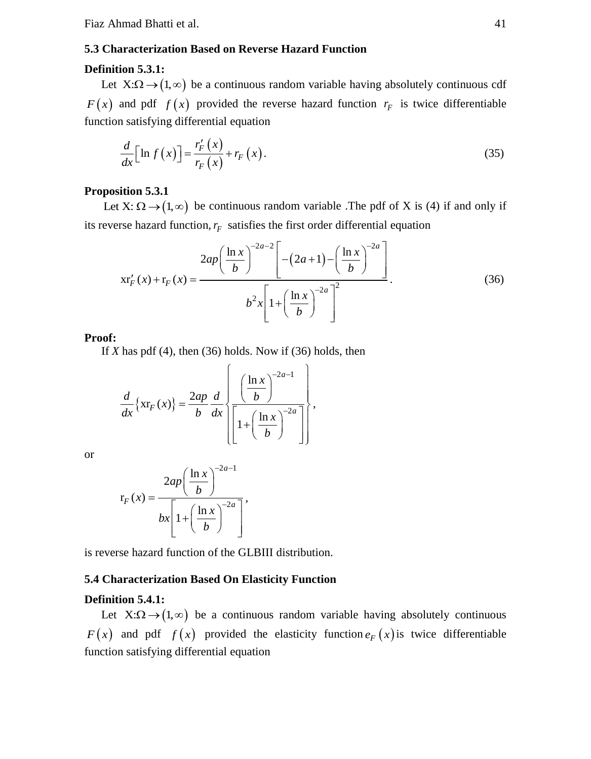### 5.3 Characterization Based on Reverse Hazard Function

**Definition 5.3.1:**

Let $X:\Omega \to (1,\infty)$ be a continuous random variable having absolutely continuous cdf $F(x)$ and pdf $f(x)$ provided the reverse hazard function $r_F$ is twice differentiable function satisfying differential equation

$$\frac{d}{dx}\left[\ln f(x)\right] = \frac{r_F'(x)}{r_F(x)} + r_F(x). \tag{35}$$

**Proposition 5.3.1**

Let X: $\Omega \to (1,\infty)$ be continuous random variable .The pdf of X is (4) if and only if its reverse hazard function, $r_F$ satisfies the first order differential equation

$$x r_F'(x) + r_F(x) = \frac{2ap\left(\frac{\ln x}{b}\right)^{-2a-2}\left[-(2a+1) - \left(\frac{\ln x}{b}\right)^{-2a}\right]}{b^2 x\left[1+\left(\frac{\ln x}{b}\right)^{-2a}\right]^2}. \tag{36}$$

**Proof:**

If $X$ has pdf (4), then (36) holds. Now if (36) holds, then

$$\frac{d}{dx}\left\{x r_F(x)\right\} = \frac{2ap}{b}\frac{d}{dx}\left\{\frac{\left(\frac{\ln x}{b}\right)^{-2a-1}}{\left[1+\left(\frac{\ln x}{b}\right)^{-2a}\right]}\right\},$$

or

$$r_F(x) = \frac{2ap\left(\frac{\ln x}{b}\right)^{-2a-1}}{bx\left[1+\left(\frac{\ln x}{b}\right)^{-2a}\right]},$$

is reverse hazard function of the GLBIII distribution.

### 5.4 Characterization Based On Elasticity Function

**Definition 5.4.1:**

Let $X:\Omega \to (1,\infty)$ be a continuous random variable having absolutely continuous $F(x)$ and pdf $f(x)$ provided the elasticity function $e_F(x)$ is twice differentiable function satisfying differential equation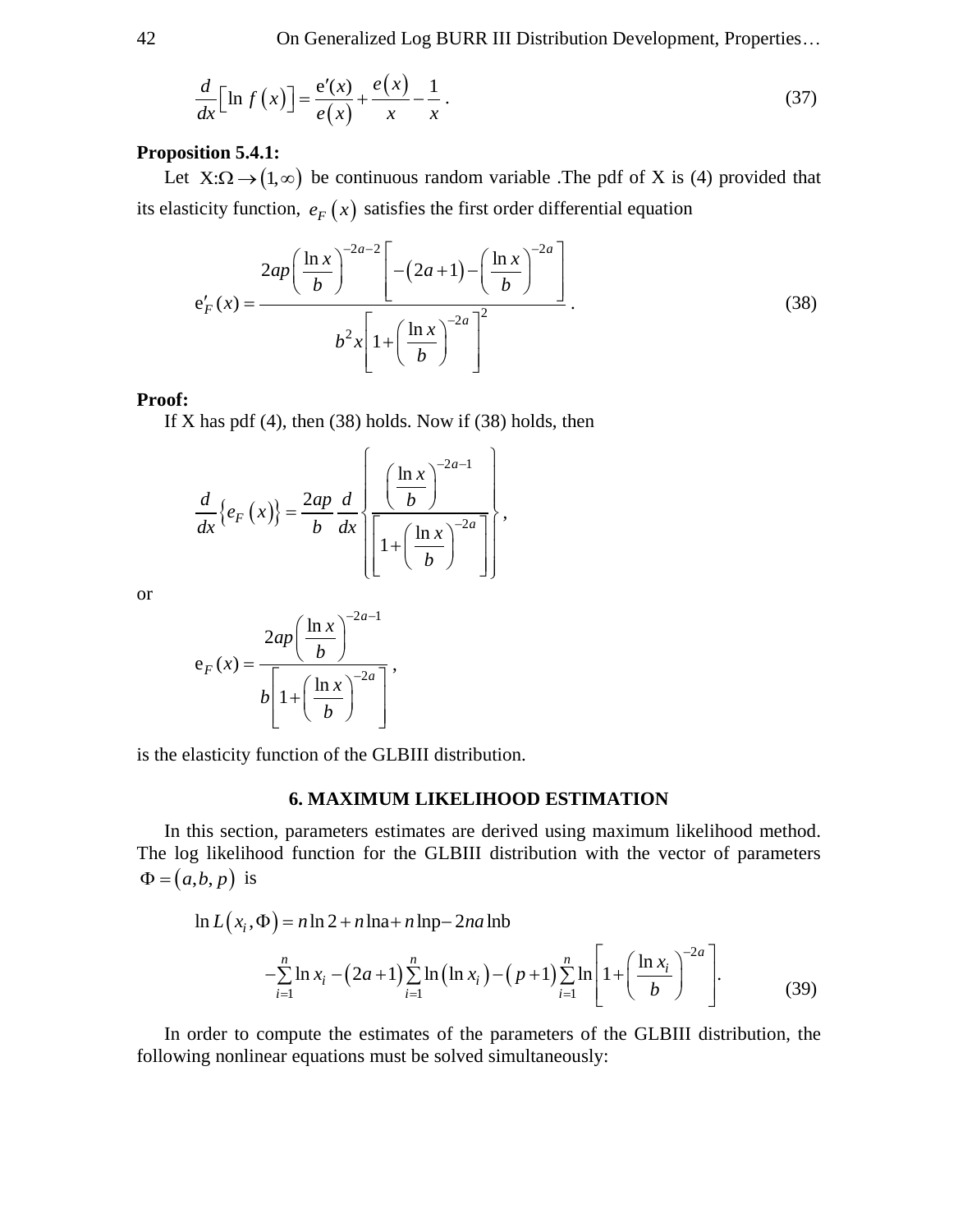$$\frac{d}{dx}\left[\ln f(x)\right]=\frac{\mathrm{e}'(x)}{e(x)}+\frac{e(x)}{x}-\frac{1}{x}\,. \tag{37}$$

**Proposition 5.4.1:**

Let $X:\Omega\to(1,\infty)$ be continuous random variable .The pdf of X is (4) provided that its elasticity function, $e_F(x)$ satisfies the first order differential equation

$$\mathrm{e}'_F(x)=\frac{2ap\left(\frac{\ln x}{b}\right)^{-2a-2}\left[-(2a+1)-\left(\frac{\ln x}{b}\right)^{-2a}\right]}{b^2x\left[1+\left(\frac{\ln x}{b}\right)^{-2a}\right]^2}\,. \tag{38}$$

**Proof:**

If X has pdf (4), then (38) holds. Now if (38) holds, then

$$\frac{d}{dx}\left\{e_F(x)\right\}=\frac{2ap}{b}\frac{d}{dx}\left\{\frac{\left(\frac{\ln x}{b}\right)^{-2a-1}}{\left[1+\left(\frac{\ln x}{b}\right)^{-2a}\right]}\right\},$$

or

$$\mathrm{e}_F(x)=\frac{2ap\left(\frac{\ln x}{b}\right)^{-2a-1}}{b\left[1+\left(\frac{\ln x}{b}\right)^{-2a}\right]},$$

is the elasticity function of the GLBIII distribution.

## 6. MAXIMUM LIKELIHOOD ESTIMATION

In this section, parameters estimates are derived using maximum likelihood method. The log likelihood function for the GLBIII distribution with the vector of parameters $\Phi=(a,b,p)$ is

$$\ln L(x_i,\Phi)=n\ln 2+n\ln\mathrm{a}+n\ln\mathrm{p}-2na\ln\mathrm{b}$$
$$-\sum_{i=1}^{n}\ln x_i-(2a+1)\sum_{i=1}^{n}\ln(\ln x_i)-(p+1)\sum_{i=1}^{n}\ln\left[1+\left(\frac{\ln x_i}{b}\right)^{-2a}\right]. \tag{39}$$

In order to compute the estimates of the parameters of the GLBIII distribution, the following nonlinear equations must be solved simultaneously: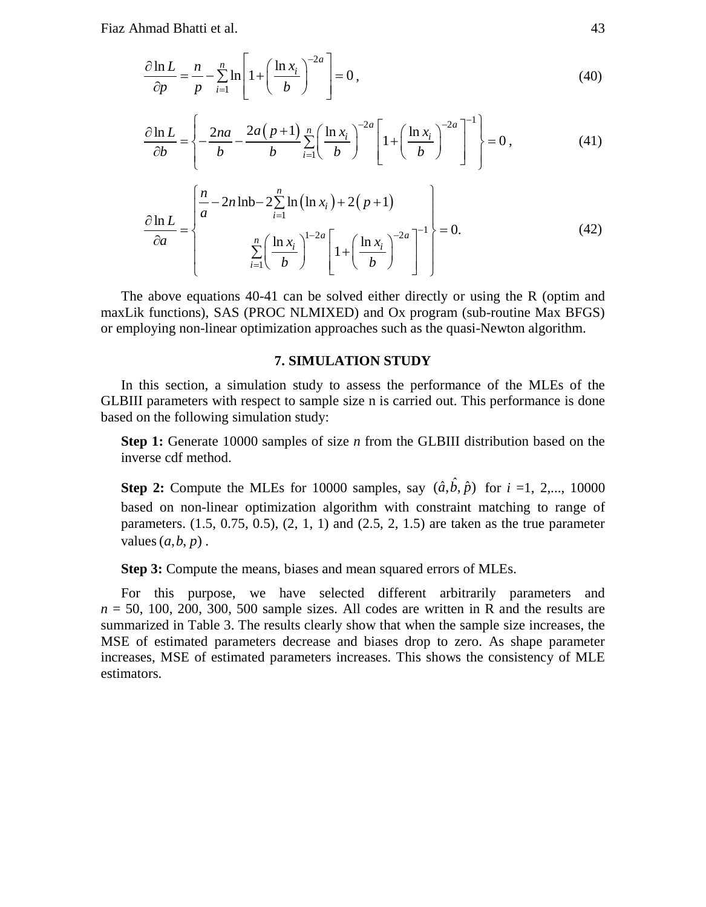$$\frac{\partial \ln L}{\partial p} = \frac{n}{p} - \sum_{i=1}^{n} \ln\left[1 + \left(\frac{\ln x_i}{b}\right)^{-2a}\right] = 0\,, \tag{40}$$

$$\frac{\partial \ln L}{\partial b} = \left\{-\frac{2na}{b} - \frac{2a\left(p+1\right)}{b}\sum_{i=1}^{n}\left(\frac{\ln x_i}{b}\right)^{-2a}\left[1 + \left(\frac{\ln x_i}{b}\right)^{-2a}\right]^{-1}\right\} = 0\,, \tag{41}$$

$$\frac{\partial \ln L}{\partial a} = \left\{\begin{array}{l} \dfrac{n}{a} - 2n\ln\mathrm{b} - 2\sum_{i=1}^{n}\ln\left(\ln x_i\right) + 2\left(p+1\right) \\ \qquad\qquad \sum_{i=1}^{n}\left(\dfrac{\ln x_i}{b}\right)^{1-2a}\left[1 + \left(\dfrac{\ln x_i}{b}\right)^{-2a}\right]^{-1} \end{array}\right\} = 0. \tag{42}$$

The above equations 40-41 can be solved either directly or using the R (optim and maxLik functions), SAS (PROC NLMIXED) and Ox program (sub-routine Max BFGS) or employing non-linear optimization approaches such as the quasi-Newton algorithm.

## 7. SIMULATION STUDY

In this section, a simulation study to assess the performance of the MLEs of the GLBIII parameters with respect to sample size n is carried out. This performance is done based on the following simulation study:

**Step 1:** Generate 10000 samples of size *n* from the GLBIII distribution based on the inverse cdf method.

**Step 2:** Compute the MLEs for 10000 samples, say $(\hat{a}, \hat{b}, \hat{p})$ for $i$ =1, 2,..., 10000 based on non-linear optimization algorithm with constraint matching to range of parameters. (1.5, 0.75, 0.5), (2, 1, 1) and (2.5, 2, 1.5) are taken as the true parameter values $(a, b, p)$ .

**Step 3:** Compute the means, biases and mean squared errors of MLEs.

For this purpose, we have selected different arbitrarily parameters and $n$ = 50, 100, 200, 300, 500 sample sizes. All codes are written in R and the results are summarized in Table 3. The results clearly show that when the sample size increases, the MSE of estimated parameters decrease and biases drop to zero. As shape parameter increases, MSE of estimated parameters increases. This shows the consistency of MLE estimators.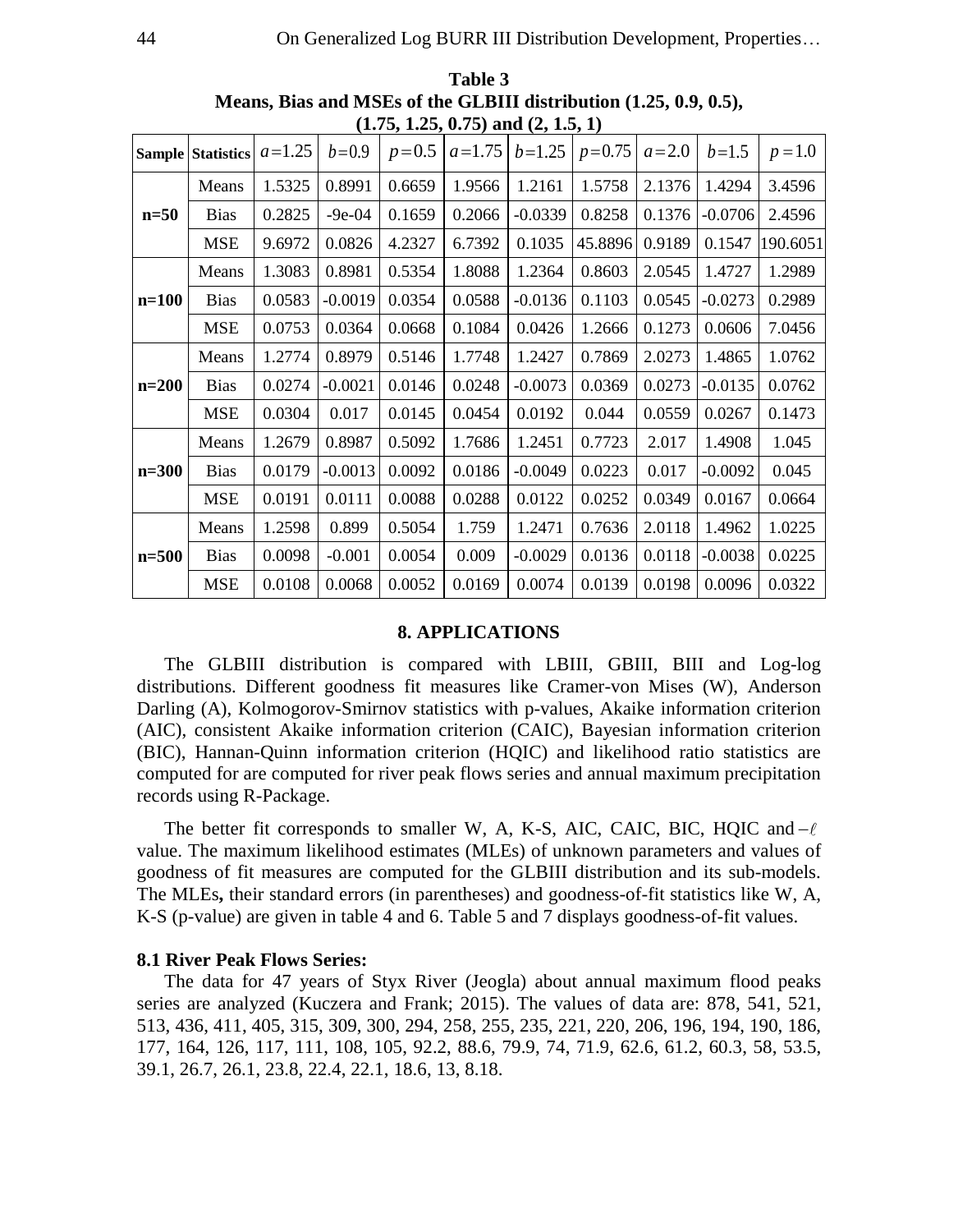**Table 3**
**Means, Bias and MSEs of the GLBIII distribution (1.25, 0.9, 0.5), (1.75, 1.25, 0.75) and (2, 1.5, 1)**

| Sample | Statistics | $a=1.25$ | $b=0.9$ | $p=0.5$ | $a=1.75$ | $b=1.25$ | $p=0.75$ | $a=2.0$ | $b=1.5$ | $p=1.0$ |
|---|---|---|---|---|---|---|---|---|---|---|
| n=50 | Means | 1.5325 | 0.8991 | 0.6659 | 1.9566 | 1.2161 | 1.5758 | 2.1376 | 1.4294 | 3.4596 |
| | Bias | 0.2825 | -9e-04 | 0.1659 | 0.2066 | -0.0339 | 0.8258 | 0.1376 | -0.0706 | 2.4596 |
| | MSE | 9.6972 | 0.0826 | 4.2327 | 6.7392 | 0.1035 | 45.8896 | 0.9189 | 0.1547 | 190.6051 |
| n=100 | Means | 1.3083 | 0.8981 | 0.5354 | 1.8088 | 1.2364 | 0.8603 | 2.0545 | 1.4727 | 1.2989 |
| | Bias | 0.0583 | -0.0019 | 0.0354 | 0.0588 | -0.0136 | 0.1103 | 0.0545 | -0.0273 | 0.2989 |
| | MSE | 0.0753 | 0.0364 | 0.0668 | 0.1084 | 0.0426 | 1.2666 | 0.1273 | 0.0606 | 7.0456 |
| n=200 | Means | 1.2774 | 0.8979 | 0.5146 | 1.7748 | 1.2427 | 0.7869 | 2.0273 | 1.4865 | 1.0762 |
| | Bias | 0.0274 | -0.0021 | 0.0146 | 0.0248 | -0.0073 | 0.0369 | 0.0273 | -0.0135 | 0.0762 |
| | MSE | 0.0304 | 0.017 | 0.0145 | 0.0454 | 0.0192 | 0.044 | 0.0559 | 0.0267 | 0.1473 |
| n=300 | Means | 1.2679 | 0.8987 | 0.5092 | 1.7686 | 1.2451 | 0.7723 | 2.017 | 1.4908 | 1.045 |
| | Bias | 0.0179 | -0.0013 | 0.0092 | 0.0186 | -0.0049 | 0.0223 | 0.017 | -0.0092 | 0.045 |
| | MSE | 0.0191 | 0.0111 | 0.0088 | 0.0288 | 0.0122 | 0.0252 | 0.0349 | 0.0167 | 0.0664 |
| n=500 | Means | 1.2598 | 0.899 | 0.5054 | 1.759 | 1.2471 | 0.7636 | 2.0118 | 1.4962 | 1.0225 |
| | Bias | 0.0098 | -0.001 | 0.0054 | 0.009 | -0.0029 | 0.0136 | 0.0118 | -0.0038 | 0.0225 |
| | MSE | 0.0108 | 0.0068 | 0.0052 | 0.0169 | 0.0074 | 0.0139 | 0.0198 | 0.0096 | 0.0322 |

## 8. APPLICATIONS

The GLBIII distribution is compared with LBIII, GBIII, BIII and Log-log distributions. Different goodness fit measures like Cramer-von Mises (W), Anderson Darling (A), Kolmogorov-Smirnov statistics with p-values, Akaike information criterion (AIC), consistent Akaike information criterion (CAIC), Bayesian information criterion (BIC), Hannan-Quinn information criterion (HQIC) and likelihood ratio statistics are computed for are computed for river peak flows series and annual maximum precipitation records using R-Package.

The better fit corresponds to smaller W, A, K-S, AIC, CAIC, BIC, HQIC and $-\ell$ value. The maximum likelihood estimates (MLEs) of unknown parameters and values of goodness of fit measures are computed for the GLBIII distribution and its sub-models. The MLEs**,** their standard errors (in parentheses) and goodness-of-fit statistics like W, A, K-S (p-value) are given in table 4 and 6. Table 5 and 7 displays goodness-of-fit values.

### 8.1 River Peak Flows Series:

The data for 47 years of Styx River (Jeogla) about annual maximum flood peaks series are analyzed (Kuczera and Frank; 2015). The values of data are: 878, 541, 521, 513, 436, 411, 405, 315, 309, 300, 294, 258, 255, 235, 221, 220, 206, 196, 194, 190, 186, 177, 164, 126, 117, 111, 108, 105, 92.2, 88.6, 79.9, 74, 71.9, 62.6, 61.2, 60.3, 58, 53.5, 39.1, 26.7, 26.1, 23.8, 22.4, 22.1, 18.6, 13, 8.18.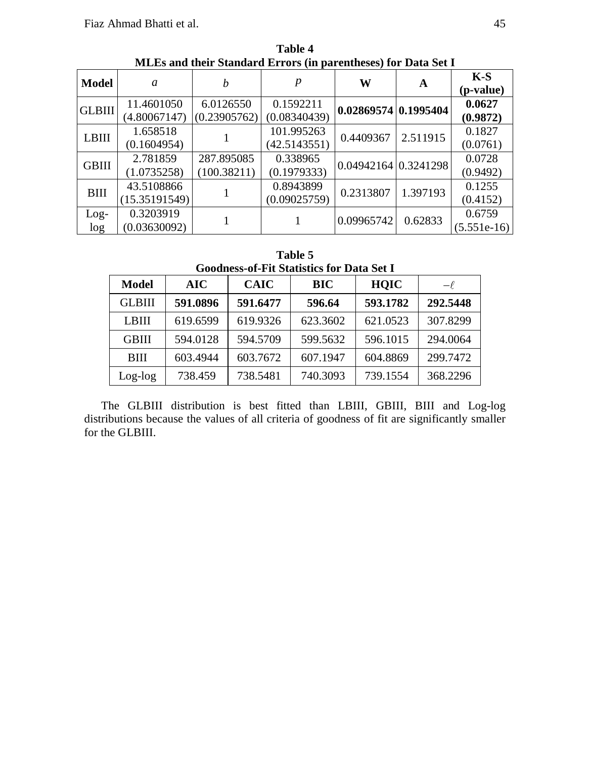**Table 4**
**MLEs and their Standard Errors (in parentheses) for Data Set I**

| **Model** | $a$ | $b$ | $p$ | **W** | **A** | **K-S (p-value)** |
|---|---|---|---|---|---|---|
| GLBIII | 11.4601050 (4.80067147) | 6.0126550 (0.23905762) | 0.1592211 (0.08340439) | **0.02869574** | **0.1995404** | **0.0627 (0.9872)** |
| LBIII | 1.658518 (0.1604954) | 1 | 101.995263 (42.5143551) | 0.4409367 | 2.511915 | 0.1827 (0.0761) |
| GBIII | 2.781859 (1.0735258) | 287.895085 (100.38211) | 0.338965 (0.1979333) | 0.04942164 | 0.3241298 | 0.0728 (0.9492) |
| BIII | 43.5108866 (15.35191549) | 1 | 0.8943899 (0.09025759) | 0.2313807 | 1.397193 | 0.1255 (0.4152) |
| Log-log | 0.3203919 (0.03630092) | 1 | 1 | 0.09965742 | 0.62833 | 0.6759 (5.551e-16) |

**Table 5**
**Goodness-of-Fit Statistics for Data Set I**

| **Model** | **AIC** | **CAIC** | **BIC** | **HQIC** | $-\ell$ |
|---|---|---|---|---|---|
| GLBIII | **591.0896** | **591.6477** | **596.64** | **593.1782** | **292.5448** |
| LBIII | 619.6599 | 619.9326 | 623.3602 | 621.0523 | 307.8299 |
| GBIII | 594.0128 | 594.5709 | 599.5632 | 596.1015 | 294.0064 |
| BIII | 603.4944 | 603.7672 | 607.1947 | 604.8869 | 299.7472 |
| Log-log | 738.459 | 738.5481 | 740.3093 | 739.1554 | 368.2296 |

The GLBIII distribution is best fitted than LBIII, GBIII, BIII and Log-log distributions because the values of all criteria of goodness of fit are significantly smaller for the GLBIII.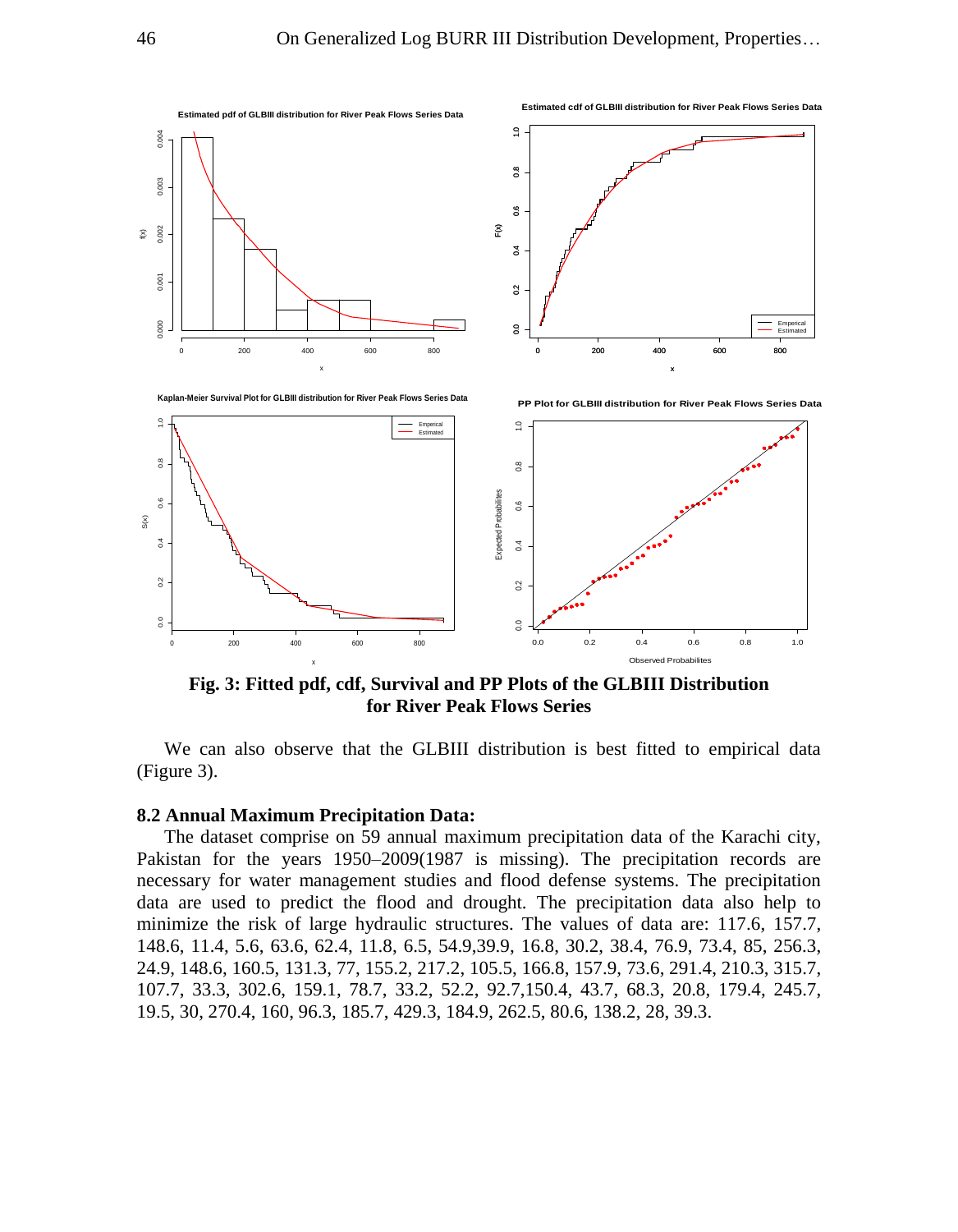**Fig. 3: Fitted pdf, cdf, Survival and PP Plots of the GLBIII Distribution for River Peak Flows Series**

We can also observe that the GLBIII distribution is best fitted to empirical data (Figure 3).

### 8.2 Annual Maximum Precipitation Data:

The dataset comprise on 59 annual maximum precipitation data of the Karachi city, Pakistan for the years 1950–2009(1987 is missing). The precipitation records are necessary for water management studies and flood defense systems. The precipitation data are used to predict the flood and drought. The precipitation data also help to minimize the risk of large hydraulic structures. The values of data are: 117.6, 157.7, 148.6, 11.4, 5.6, 63.6, 62.4, 11.8, 6.5, 54.9,39.9, 16.8, 30.2, 38.4, 76.9, 73.4, 85, 256.3, 24.9, 148.6, 160.5, 131.3, 77, 155.2, 217.2, 105.5, 166.8, 157.9, 73.6, 291.4, 210.3, 315.7, 107.7, 33.3, 302.6, 159.1, 78.7, 33.2, 52.2, 92.7,150.4, 43.7, 68.3, 20.8, 179.4, 245.7, 19.5, 30, 270.4, 160, 96.3, 185.7, 429.3, 184.9, 262.5, 80.6, 138.2, 28, 39.3.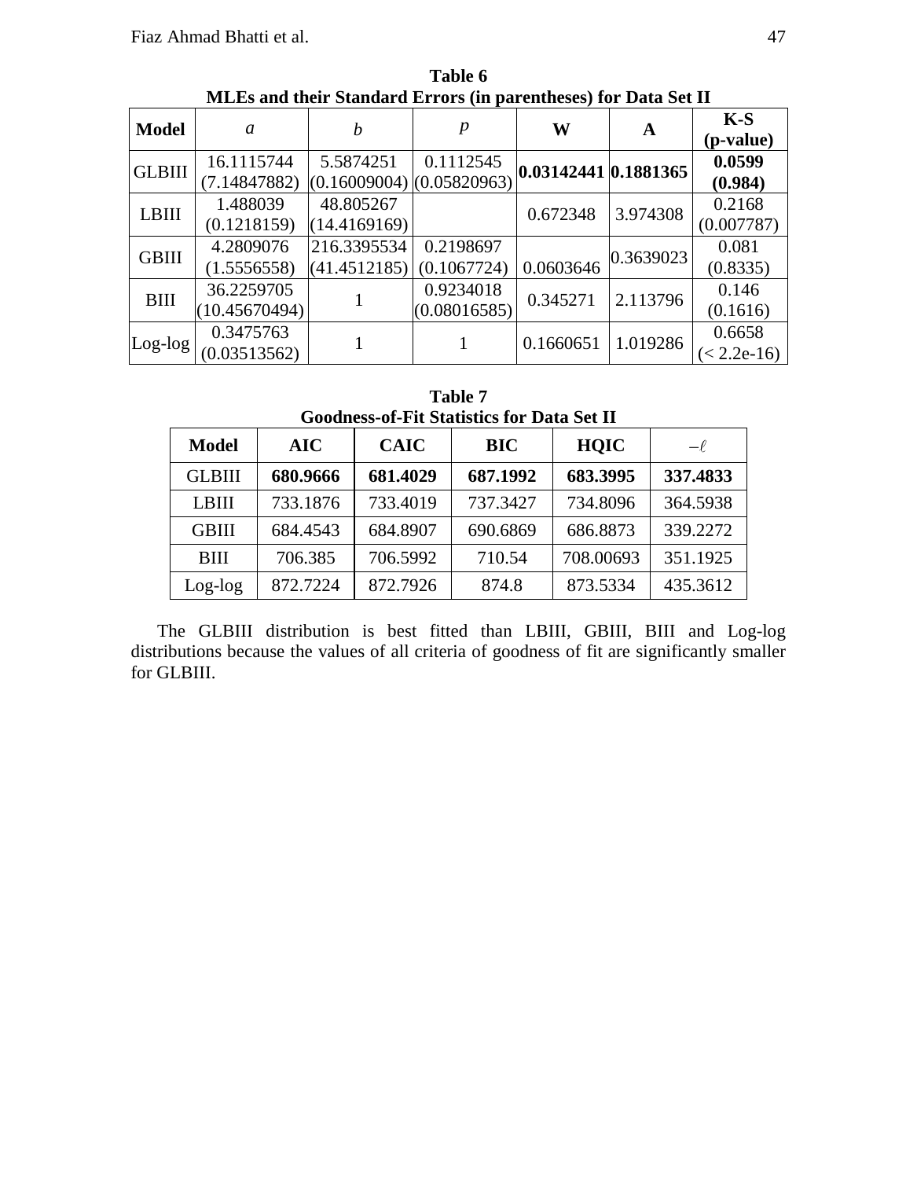**Table 6**
**MLEs and their Standard Errors (in parentheses) for Data Set II**

| Model | $a$ | $b$ | $p$ | W | A | K-S (p-value) |
|---|---|---|---|---|---|---|
| GLBIII | 16.1115744 (7.14847882) | 5.5874251 (0.16009004) | 0.1112545 (0.05820963) | **0.03142441** | **0.1881365** | **0.0599 (0.984)** |
| LBIII | 1.488039 (0.1218159) | 48.805267 (14.4169169) | | 0.672348 | 3.974308 | 0.2168 (0.007787) |
| GBIII | 4.2809076 (1.5556558) | 216.3395534 (41.4512185) | 0.2198697 (0.1067724) | 0.0603646 | 0.3639023 | 0.081 (0.8335) |
| BIII | 36.2259705 (10.45670494) | 1 | 0.9234018 (0.08016585) | 0.345271 | 2.113796 | 0.146 (0.1616) |
| Log-log | 0.3475763 (0.03513562) | 1 | 1 | 0.1660651 | 1.019286 | 0.6658 (< 2.2e-16) |

**Table 7**
**Goodness-of-Fit Statistics for Data Set II**

| Model | AIC | CAIC | BIC | HQIC | $-\ell$ |
|---|---|---|---|---|---|
| GLBIII | **680.9666** | **681.4029** | **687.1992** | **683.3995** | **337.4833** |
| LBIII | 733.1876 | 733.4019 | 737.3427 | 734.8096 | 364.5938 |
| GBIII | 684.4543 | 684.8907 | 690.6869 | 686.8873 | 339.2272 |
| BIII | 706.385 | 706.5992 | 710.54 | 708.00693 | 351.1925 |
| Log-log | 872.7224 | 872.7926 | 874.8 | 873.5334 | 435.3612 |

The GLBIII distribution is best fitted than LBIII, GBIII, BIII and Log-log distributions because the values of all criteria of goodness of fit are significantly smaller for GLBIII.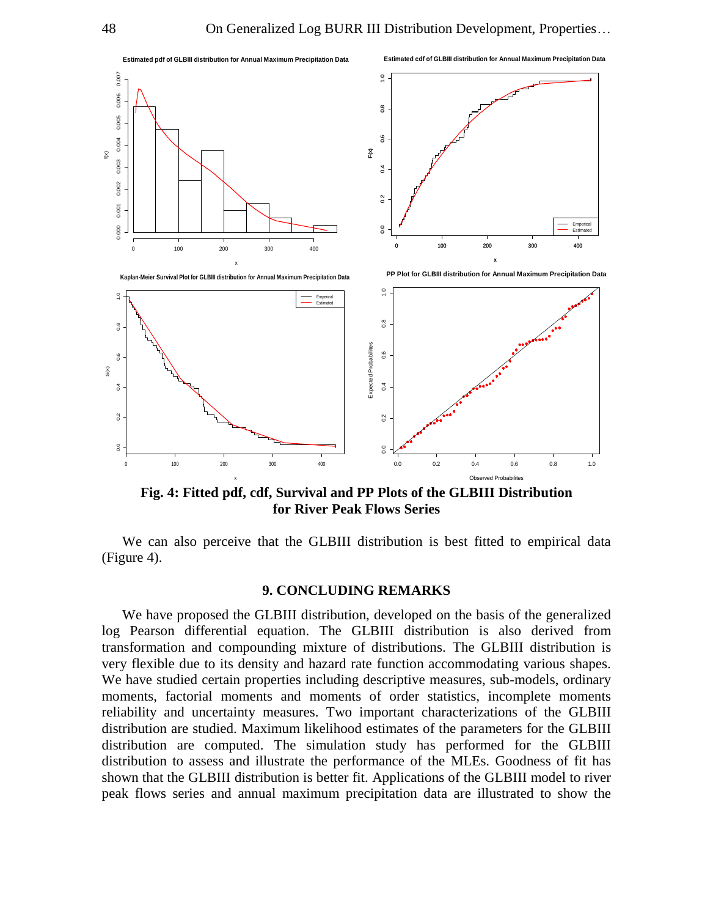**Fig. 4: Fitted pdf, cdf, Survival and PP Plots of the GLBIII Distribution for River Peak Flows Series**

We can also perceive that the GLBIII distribution is best fitted to empirical data (Figure 4).

## 9. CONCLUDING REMARKS

We have proposed the GLBIII distribution, developed on the basis of the generalized log Pearson differential equation. The GLBIII distribution is also derived from transformation and compounding mixture of distributions. The GLBIII distribution is very flexible due to its density and hazard rate function accommodating various shapes. We have studied certain properties including descriptive measures, sub-models, ordinary moments, factorial moments and moments of order statistics, incomplete moments reliability and uncertainty measures. Two important characterizations of the GLBIII distribution are studied. Maximum likelihood estimates of the parameters for the GLBIII distribution are computed. The simulation study has performed for the GLBIII distribution to assess and illustrate the performance of the MLEs. Goodness of fit has shown that the GLBIII distribution is better fit. Applications of the GLBIII model to river peak flows series and annual maximum precipitation data are illustrated to show the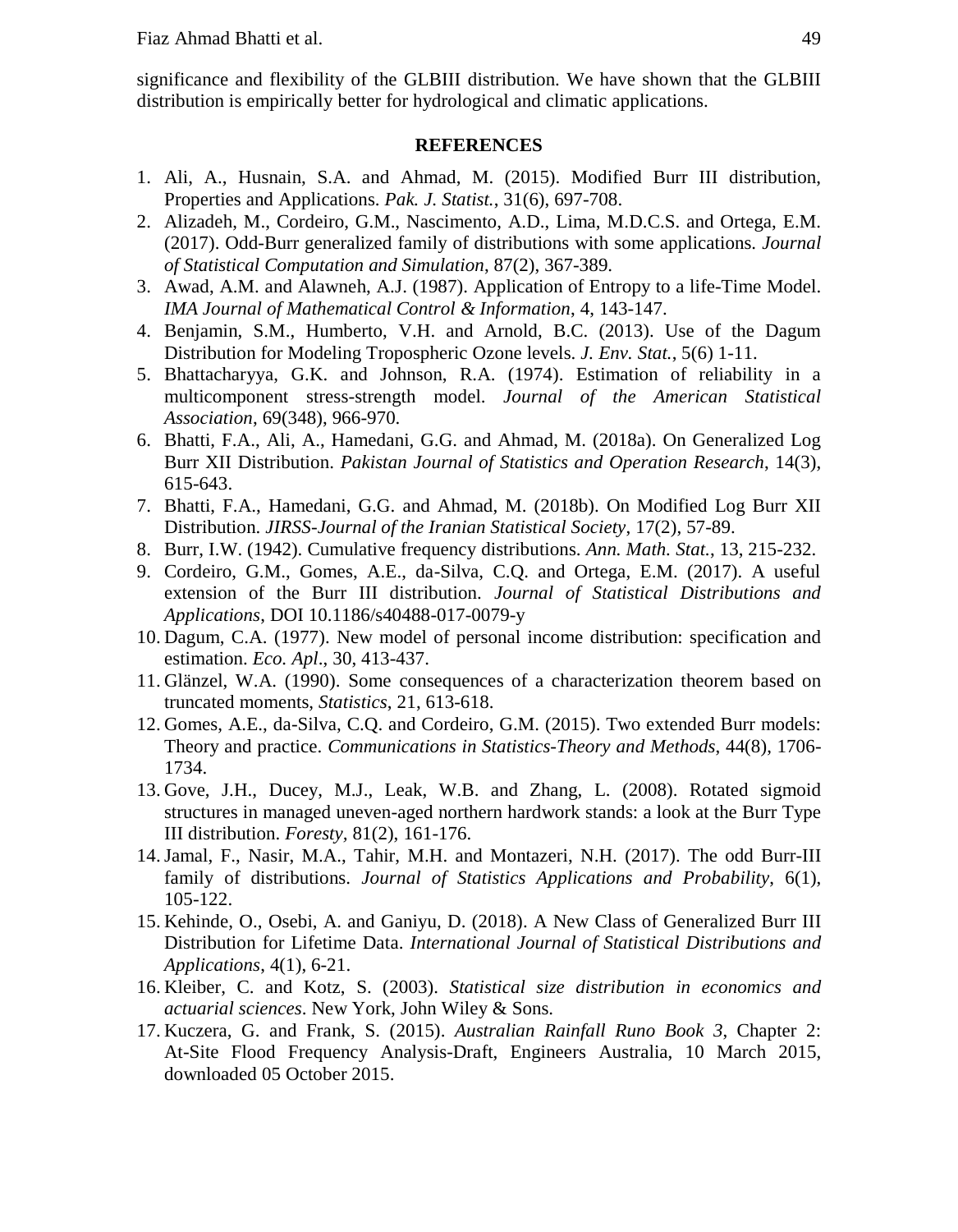significance and flexibility of the GLBIII distribution. We have shown that the GLBIII distribution is empirically better for hydrological and climatic applications.

## REFERENCES

1. Ali, A., Husnain, S.A. and Ahmad, M. (2015). Modified Burr III distribution, Properties and Applications. *Pak. J. Statist.*, 31(6), 697-708.
2. Alizadeh, M., Cordeiro, G.M., Nascimento, A.D., Lima, M.D.C.S. and Ortega, E.M. (2017). Odd-Burr generalized family of distributions with some applications. *Journal of Statistical Computation and Simulation*, 87(2), 367-389.
3. Awad, A.M. and Alawneh, A.J. (1987). Application of Entropy to a life-Time Model. *IMA Journal of Mathematical Control & Information*, 4, 143-147.
4. Benjamin, S.M., Humberto, V.H. and Arnold, B.C. (2013). Use of the Dagum Distribution for Modeling Tropospheric Ozone levels. *J. Env. Stat.*, 5(6) 1-11.
5. Bhattacharyya, G.K. and Johnson, R.A. (1974). Estimation of reliability in a multicomponent stress-strength model. *Journal of the American Statistical Association*, 69(348), 966-970.
6. Bhatti, F.A., Ali, A., Hamedani, G.G. and Ahmad, M. (2018a). On Generalized Log Burr XII Distribution. *Pakistan Journal of Statistics and Operation Research*, 14(3), 615-643.
7. Bhatti, F.A., Hamedani, G.G. and Ahmad, M. (2018b). On Modified Log Burr XII Distribution. *JIRSS-Journal of the Iranian Statistical Society*, 17(2), 57-89.
8. Burr, I.W. (1942). Cumulative frequency distributions. *Ann. Math. Stat.*, 13, 215-232.
9. Cordeiro, G.M., Gomes, A.E., da-Silva, C.Q. and Ortega, E.M. (2017). A useful extension of the Burr III distribution. *Journal of Statistical Distributions and Applications*, DOI 10.1186/s40488-017-0079-y
10. Dagum, C.A. (1977). New model of personal income distribution: specification and estimation. *Eco. Apl*., 30, 413-437.
11. Glänzel, W.A. (1990). Some consequences of a characterization theorem based on truncated moments, *Statistics*, 21, 613-618.
12. Gomes, A.E., da-Silva, C.Q. and Cordeiro, G.M. (2015). Two extended Burr models: Theory and practice. *Communications in Statistics-Theory and Methods*, 44(8), 1706-1734.
13. Gove, J.H., Ducey, M.J., Leak, W.B. and Zhang, L. (2008). Rotated sigmoid structures in managed uneven-aged northern hardwork stands: a look at the Burr Type III distribution. *Foresty*, 81(2), 161-176.
14. Jamal, F., Nasir, M.A., Tahir, M.H. and Montazeri, N.H. (2017). The odd Burr-III family of distributions. *Journal of Statistics Applications and Probability*, 6(1), 105-122.
15. Kehinde, O., Osebi, A. and Ganiyu, D. (2018). A New Class of Generalized Burr III Distribution for Lifetime Data. *International Journal of Statistical Distributions and Applications*, 4(1), 6-21.
16. Kleiber, C. and Kotz, S. (2003). *Statistical size distribution in economics and actuarial sciences*. New York, John Wiley & Sons.
17. Kuczera, G. and Frank, S. (2015). *Australian Rainfall Runo Book 3*, Chapter 2: At-Site Flood Frequency Analysis-Draft, Engineers Australia, 10 March 2015, downloaded 05 October 2015.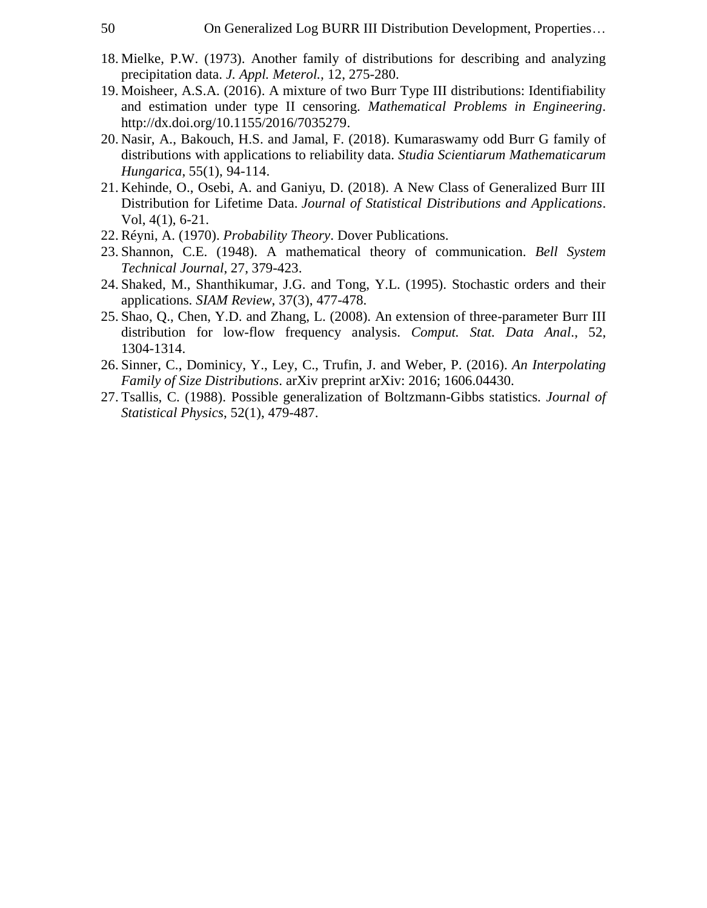18. Mielke, P.W. (1973). Another family of distributions for describing and analyzing precipitation data. *J. Appl. Meterol.*, 12, 275-280.
19. Moisheer, A.S.A. (2016). A mixture of two Burr Type III distributions: Identifiability and estimation under type II censoring. *Mathematical Problems in Engineering*. http://dx.doi.org/10.1155/2016/7035279.
20. Nasir, A., Bakouch, H.S. and Jamal, F. (2018). Kumaraswamy odd Burr G family of distributions with applications to reliability data. *Studia Scientiarum Mathematicarum Hungarica*, 55(1), 94-114.
21. Kehinde, O., Osebi, A. and Ganiyu, D. (2018). A New Class of Generalized Burr III Distribution for Lifetime Data. *Journal of Statistical Distributions and Applications*. Vol, 4(1), 6-21.
22. Réyni, A. (1970). *Probability Theory*. Dover Publications.
23. Shannon, C.E. (1948). A mathematical theory of communication. *Bell System Technical Journal*, 27, 379-423.
24. Shaked, M., Shanthikumar, J.G. and Tong, Y.L. (1995). Stochastic orders and their applications. *SIAM Review*, 37(3), 477-478.
25. Shao, Q., Chen, Y.D. and Zhang, L. (2008). An extension of three-parameter Burr III distribution for low-flow frequency analysis. *Comput. Stat. Data Anal.*, 52, 1304-1314.
26. Sinner, C., Dominicy, Y., Ley, C., Trufin, J. and Weber, P. (2016). *An Interpolating Family of Size Distributions*. arXiv preprint arXiv: 2016; 1606.04430.
27. Tsallis, C. (1988). Possible generalization of Boltzmann-Gibbs statistics. *Journal of Statistical Physics*, 52(1), 479-487.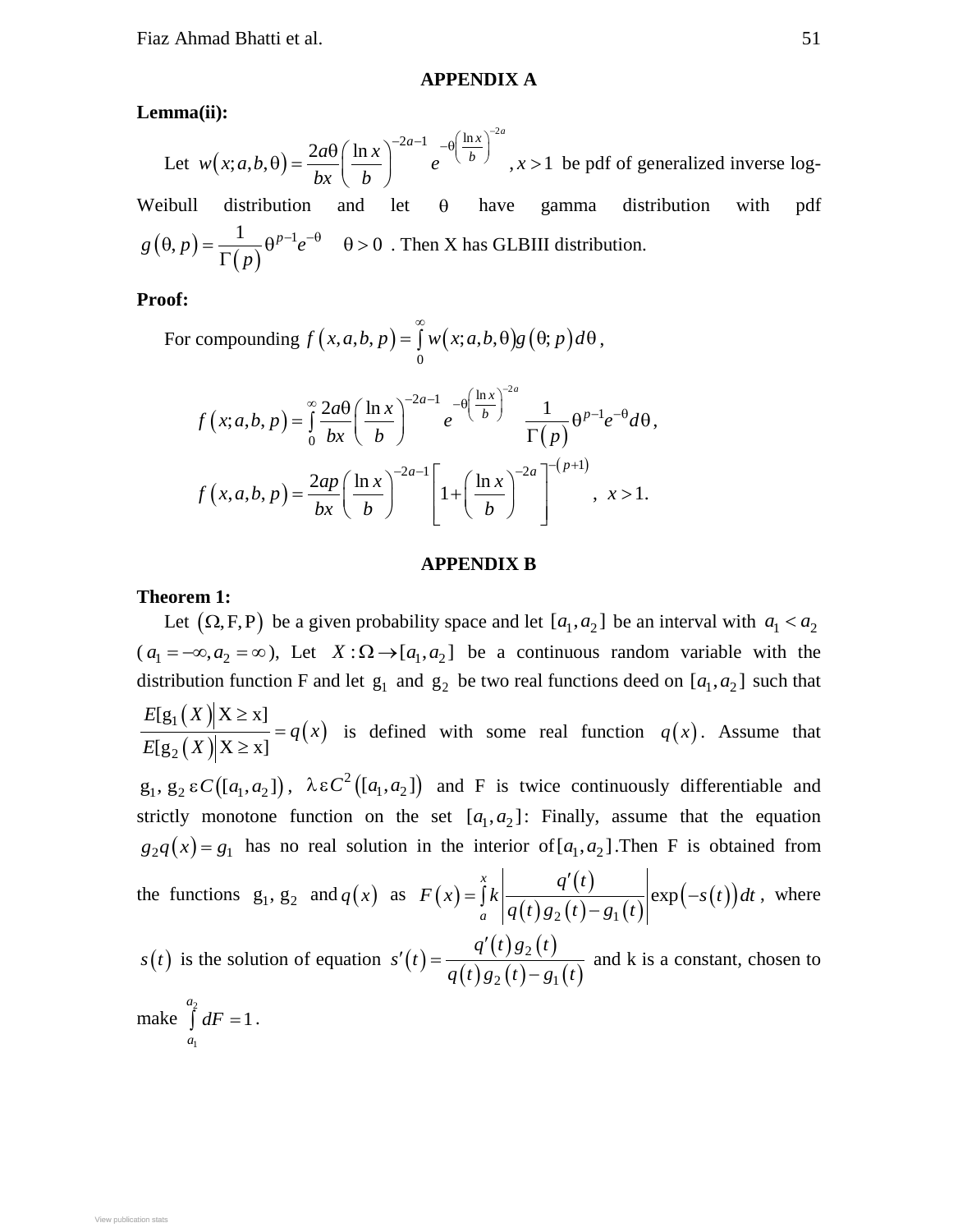## APPENDIX A

**Lemma(ii):**

Let $w(x;a,b,\theta)=\frac{2a\theta}{bx}\left(\frac{\ln x}{b}\right)^{-2a-1}e^{-\theta\left(\frac{\ln x}{b}\right)^{-2a}}$, $x>1$ be pdf of generalized inverse log-Weibull distribution and let $\theta$ have gamma distribution with pdf $g(\theta,p)=\frac{1}{\Gamma(p)}\theta^{p-1}e^{-\theta}$ $\theta>0$. Then X has GLBIII distribution.

**Proof:**

For compounding $f(x,a,b,p)=\int_0^\infty w(x;a,b,\theta)g(\theta;p)d\theta$,

$$f(x;a,b,p)=\int_0^\infty \frac{2a\theta}{bx}\left(\frac{\ln x}{b}\right)^{-2a-1}e^{-\theta\left(\frac{\ln x}{b}\right)^{-2a}}\frac{1}{\Gamma(p)}\theta^{p-1}e^{-\theta}d\theta,$$

$$f(x,a,b,p)=\frac{2ap}{bx}\left(\frac{\ln x}{b}\right)^{-2a-1}\left[1+\left(\frac{\ln x}{b}\right)^{-2a}\right]^{-(p+1)},\quad x>1.$$

## APPENDIX B

**Theorem 1:**

Let $(\Omega,\mathrm{F},\mathrm{P})$ be a given probability space and let $[a_1,a_2]$ be an interval with $a_1<a_2$ ($a_1=-\infty,a_2=\infty$), Let $X:\Omega\rightarrow[a_1,a_2]$ be a continuous random variable with the distribution function F and let $g_1$ and $g_2$ be two real functions deed on $[a_1,a_2]$ such that $\frac{E[g_1(X)\mid X\geq x]}{E[g_2(X)\mid X\geq x]}=q(x)$ is defined with some real function $q(x)$. Assume that $g_1, g_2\,\varepsilon\, C([a_1,a_2])$, $\lambda\,\varepsilon\, C^2([a_1,a_2])$ and F is twice continuously differentiable and strictly monotone function on the set $[a_1,a_2]$: Finally, assume that the equation $g_2q(x)=g_1$ has no real solution in the interior of $[a_1,a_2]$.Then F is obtained from the functions $g_1, g_2$ and $q(x)$ as $F(x)=\int_a^x k\left|\frac{q'(t)}{q(t)g_2(t)-g_1(t)}\right|\exp(-s(t))dt$, where $s(t)$ is the solution of equation $s'(t)=\frac{q'(t)g_2(t)}{q(t)g_2(t)-g_1(t)}$ and k is a constant, chosen to make $\int_{a_1}^{a_2}dF=1$.